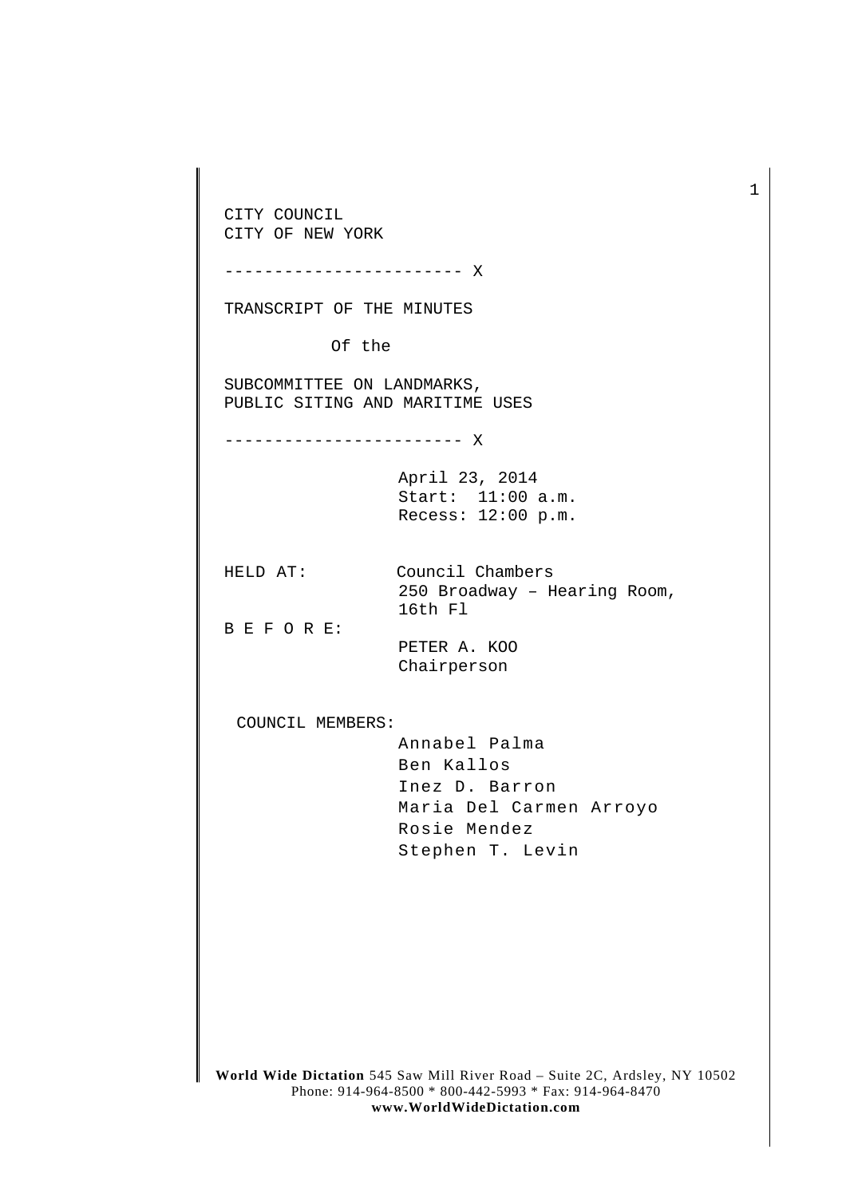CITY COUNCIL
CITY OF NEW YORK

------------------------ X

TRANSCRIPT OF THE MINUTES

Of the

SUBCOMMITTEE ON LANDMARKS,
PUBLIC SITING AND MARITIME USES

------------------------ X

April 23, 2014
Start: 11:00 a.m.
Recess: 12:00 p.m.

HELD AT: Council Chambers
250 Broadway – Hearing Room,
16th Fl

B E F O R E:
PETER A. KOO
Chairperson

COUNCIL MEMBERS:
Annabel Palma
Ben Kallos
Inez D. Barron
Maria Del Carmen Arroyo
Rosie Mendez
Stephen T. Levin

**World Wide Dictation** 545 Saw Mill River Road – Suite 2C, Ardsley, NY 10502
Phone: 914-964-8500 * 800-442-5993 * Fax: 914-964-8470
**www.WorldWideDictation.com**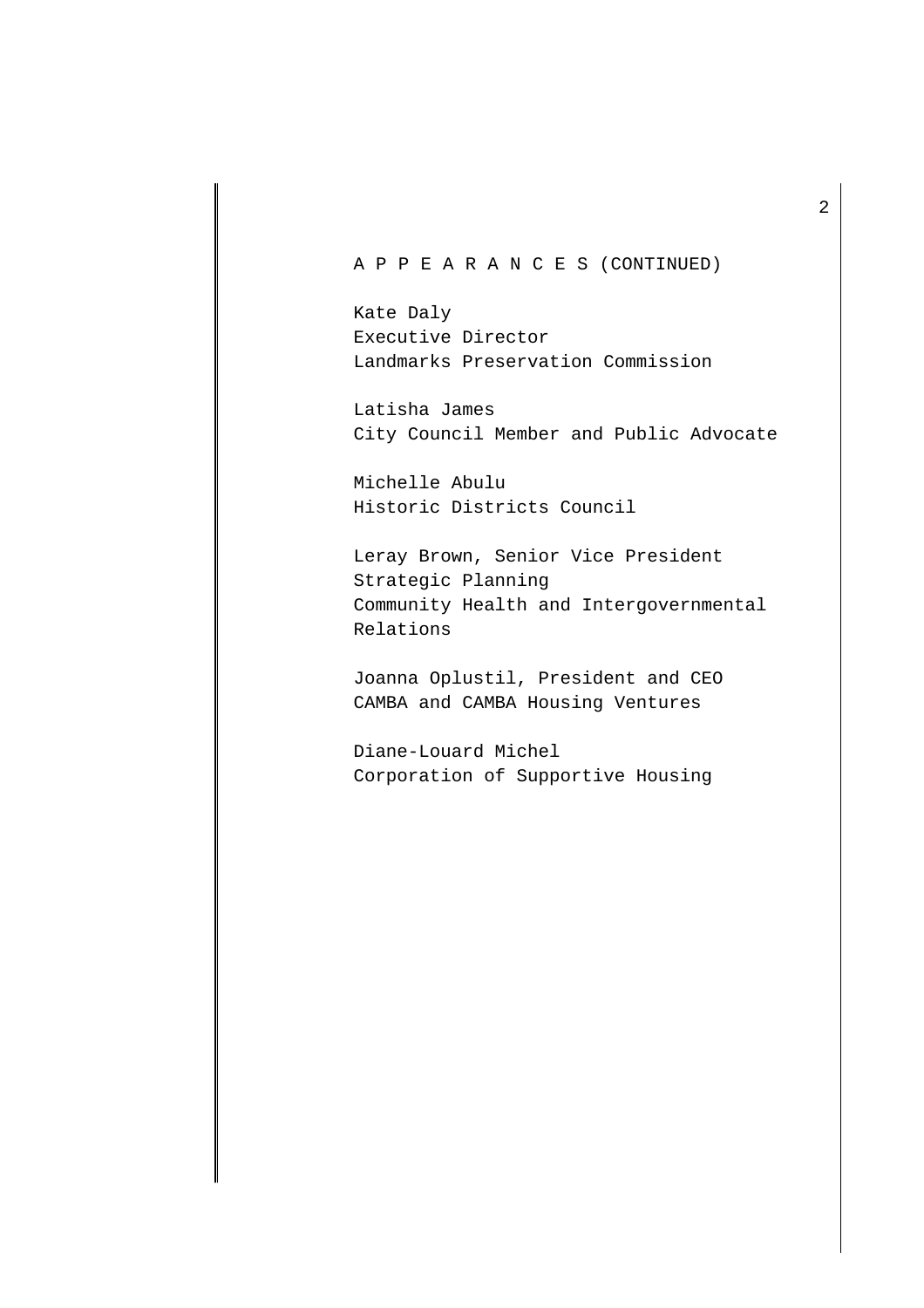A P P E A R A N C E S (CONTINUED)

Kate Daly
Executive Director
Landmarks Preservation Commission

Latisha James
City Council Member and Public Advocate

Michelle Abulu
Historic Districts Council

Leray Brown, Senior Vice President
Strategic Planning
Community Health and Intergovernmental Relations

Joanna Oplustil, President and CEO
CAMBA and CAMBA Housing Ventures

Diane-Louard Michel
Corporation of Supportive Housing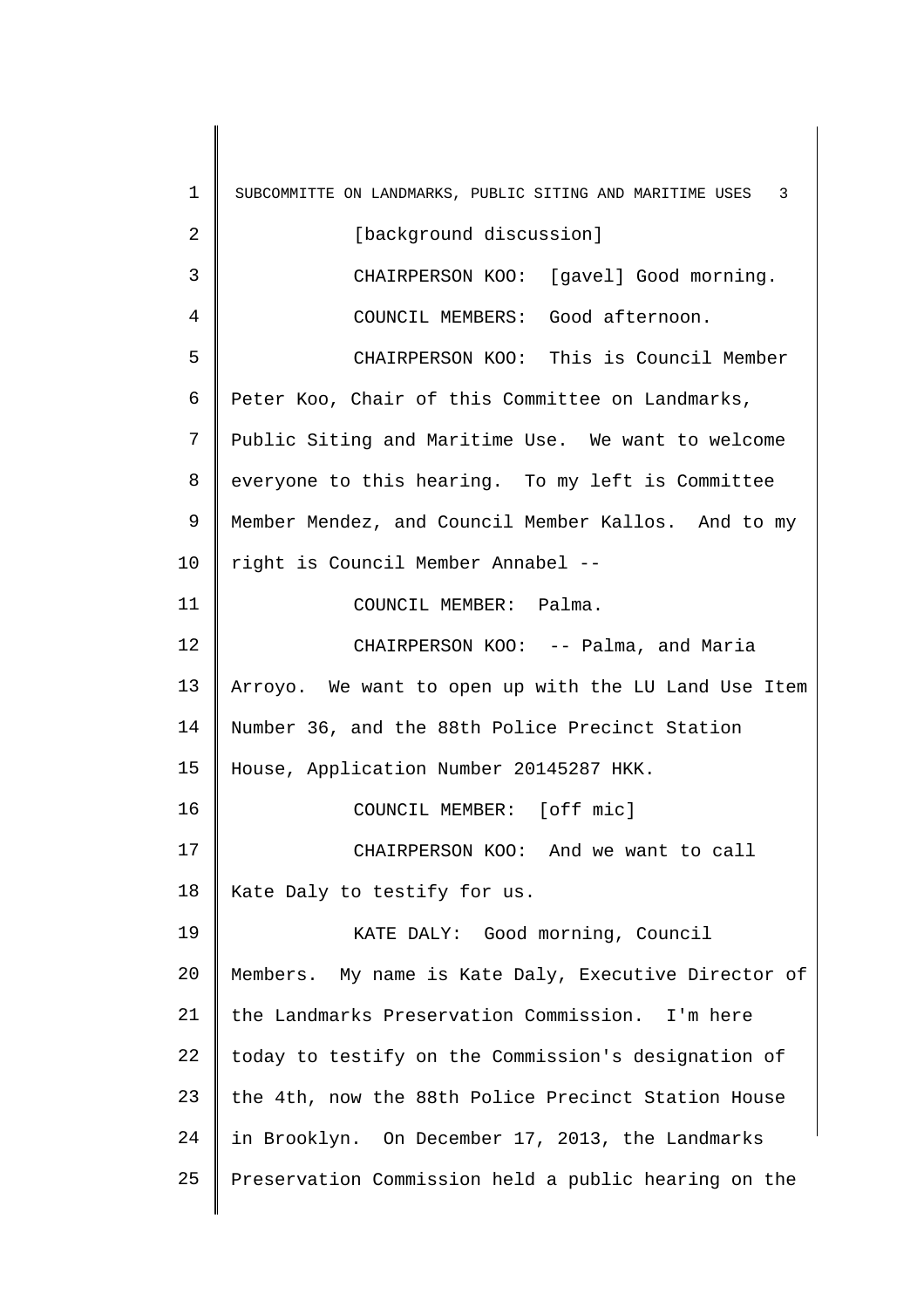[background discussion]

CHAIRPERSON KOO: [gavel] Good morning.

COUNCIL MEMBERS: Good afternoon.

CHAIRPERSON KOO: This is Council Member Peter Koo, Chair of this Committee on Landmarks, Public Siting and Maritime Use. We want to welcome everyone to this hearing. To my left is Committee Member Mendez, and Council Member Kallos. And to my right is Council Member Annabel --

COUNCIL MEMBER: Palma.

CHAIRPERSON KOO: -- Palma, and Maria Arroyo. We want to open up with the LU Land Use Item Number 36, and the 88th Police Precinct Station House, Application Number 20145287 HKK.

COUNCIL MEMBER: [off mic]

CHAIRPERSON KOO: And we want to call Kate Daly to testify for us.

KATE DALY: Good morning, Council Members. My name is Kate Daly, Executive Director of the Landmarks Preservation Commission. I'm here today to testify on the Commission's designation of the 4th, now the 88th Police Precinct Station House in Brooklyn. On December 17, 2013, the Landmarks Preservation Commission held a public hearing on the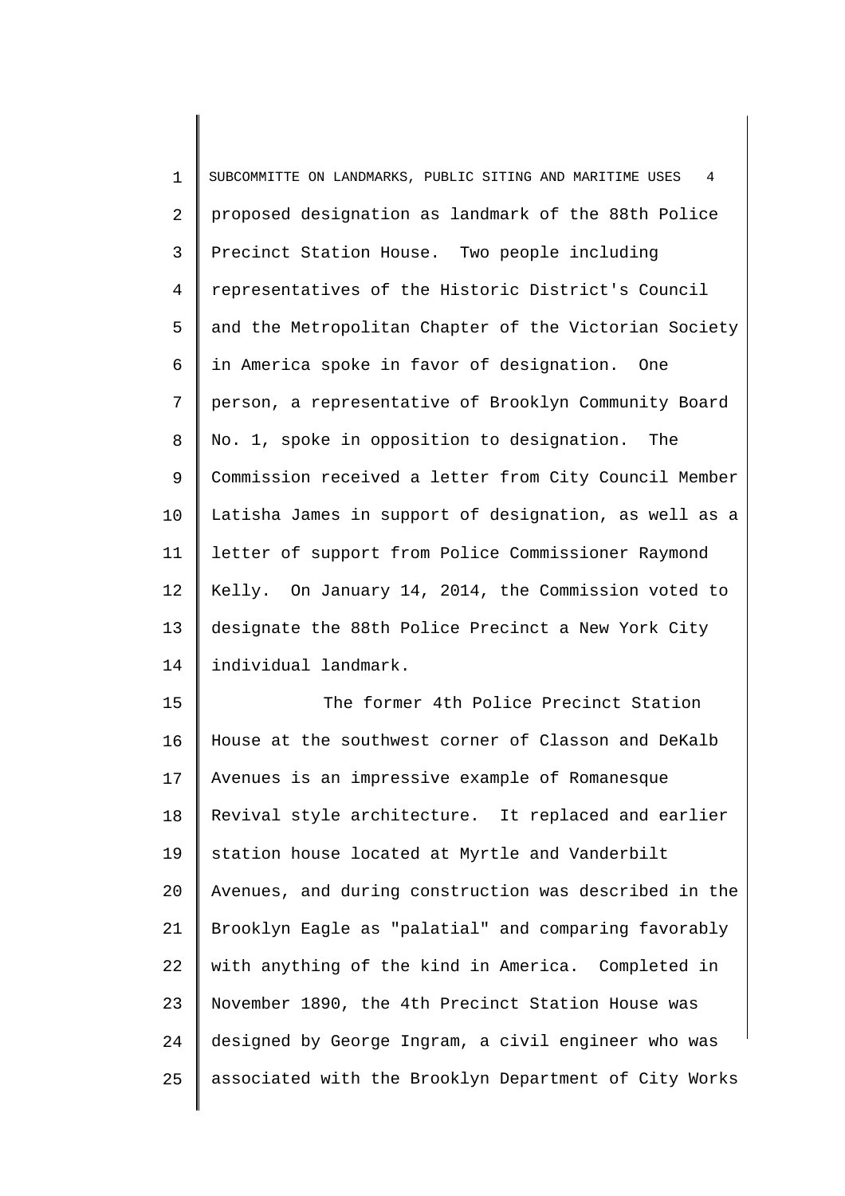proposed designation as landmark of the 88th Police Precinct Station House. Two people including representatives of the Historic District's Council and the Metropolitan Chapter of the Victorian Society in America spoke in favor of designation. One person, a representative of Brooklyn Community Board No. 1, spoke in opposition to designation. The Commission received a letter from City Council Member Latisha James in support of designation, as well as a letter of support from Police Commissioner Raymond Kelly. On January 14, 2014, the Commission voted to designate the 88th Police Precinct a New York City individual landmark.

The former 4th Police Precinct Station House at the southwest corner of Classon and DeKalb Avenues is an impressive example of Romanesque Revival style architecture. It replaced and earlier station house located at Myrtle and Vanderbilt Avenues, and during construction was described in the Brooklyn Eagle as "palatial" and comparing favorably with anything of the kind in America. Completed in November 1890, the 4th Precinct Station House was designed by George Ingram, a civil engineer who was associated with the Brooklyn Department of City Works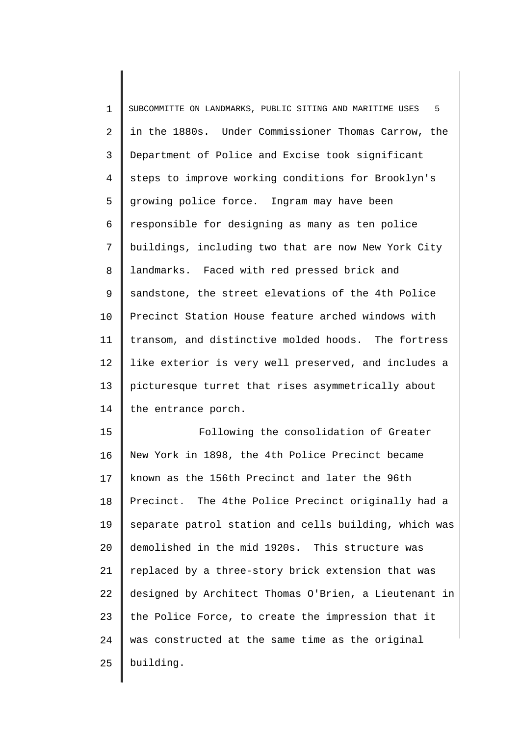in the 1880s. Under Commissioner Thomas Carrow, the Department of Police and Excise took significant steps to improve working conditions for Brooklyn's growing police force. Ingram may have been responsible for designing as many as ten police buildings, including two that are now New York City landmarks. Faced with red pressed brick and sandstone, the street elevations of the 4th Police Precinct Station House feature arched windows with transom, and distinctive molded hoods. The fortress like exterior is very well preserved, and includes a picturesque turret that rises asymmetrically about the entrance porch.

Following the consolidation of Greater New York in 1898, the 4th Police Precinct became known as the 156th Precinct and later the 96th Precinct. The 4the Police Precinct originally had a separate patrol station and cells building, which was demolished in the mid 1920s. This structure was replaced by a three-story brick extension that was designed by Architect Thomas O'Brien, a Lieutenant in the Police Force, to create the impression that it was constructed at the same time as the original building.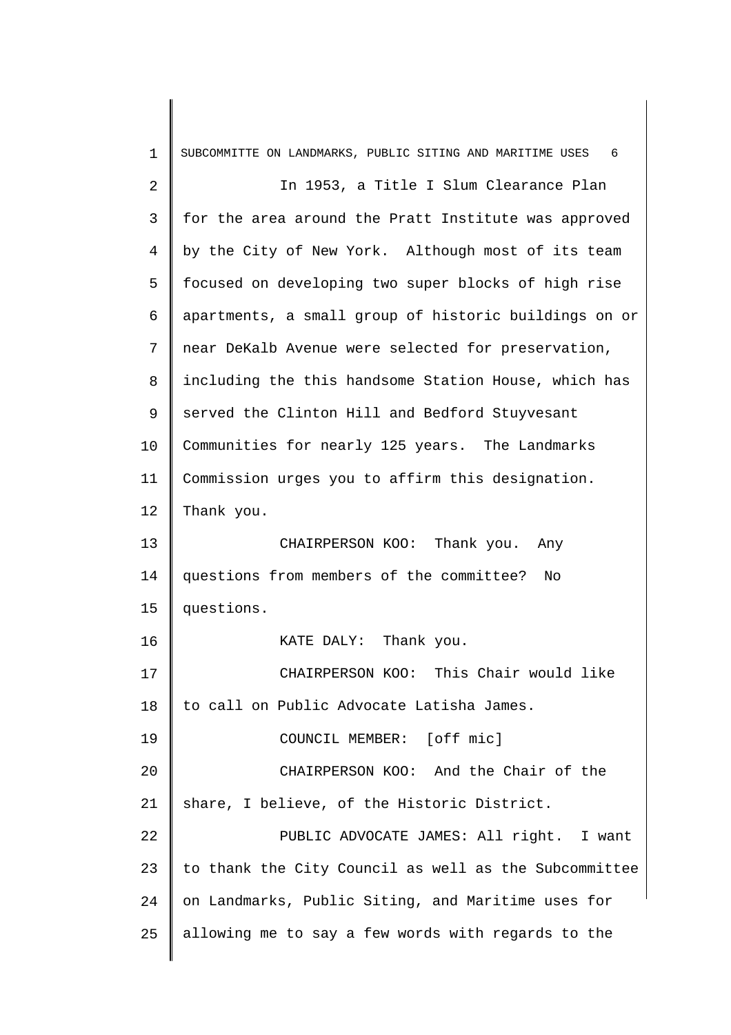In 1953, a Title I Slum Clearance Plan for the area around the Pratt Institute was approved by the City of New York. Although most of its team focused on developing two super blocks of high rise apartments, a small group of historic buildings on or near DeKalb Avenue were selected for preservation, including the this handsome Station House, which has served the Clinton Hill and Bedford Stuyvesant Communities for nearly 125 years. The Landmarks Commission urges you to affirm this designation. Thank you.

CHAIRPERSON KOO: Thank you. Any questions from members of the committee? No questions.

KATE DALY: Thank you.

CHAIRPERSON KOO: This Chair would like to call on Public Advocate Latisha James.

COUNCIL MEMBER: [off mic]

CHAIRPERSON KOO: And the Chair of the share, I believe, of the Historic District.

PUBLIC ADVOCATE JAMES: All right. I want to thank the City Council as well as the Subcommittee on Landmarks, Public Siting, and Maritime uses for allowing me to say a few words with regards to the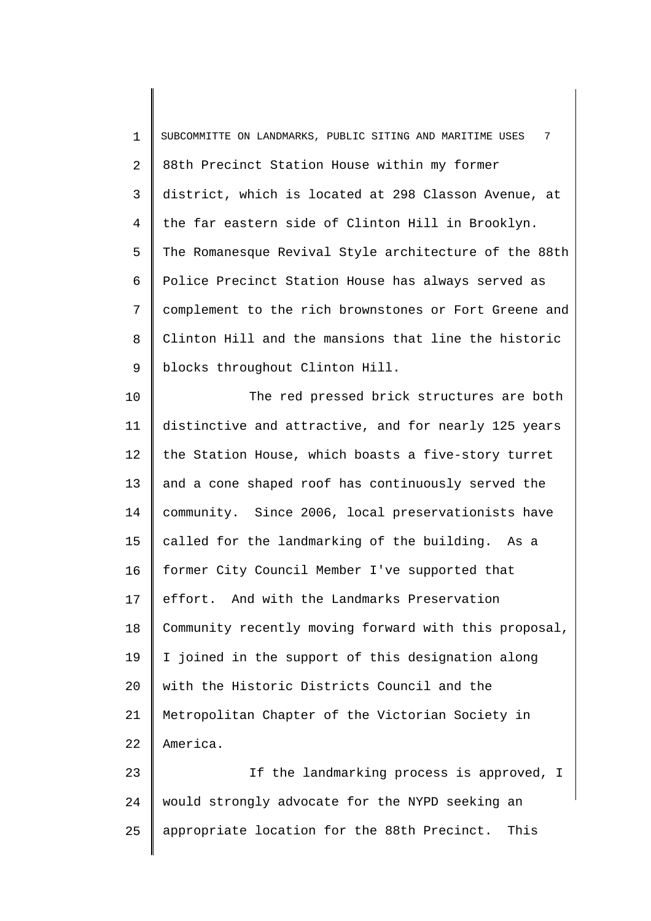88th Precinct Station House within my former district, which is located at 298 Classon Avenue, at the far eastern side of Clinton Hill in Brooklyn. The Romanesque Revival Style architecture of the 88th Police Precinct Station House has always served as complement to the rich brownstones or Fort Greene and Clinton Hill and the mansions that line the historic blocks throughout Clinton Hill.

The red pressed brick structures are both distinctive and attractive, and for nearly 125 years the Station House, which boasts a five-story turret and a cone shaped roof has continuously served the community. Since 2006, local preservationists have called for the landmarking of the building. As a former City Council Member I've supported that effort. And with the Landmarks Preservation Community recently moving forward with this proposal, I joined in the support of this designation along with the Historic Districts Council and the Metropolitan Chapter of the Victorian Society in America.

If the landmarking process is approved, I would strongly advocate for the NYPD seeking an appropriate location for the 88th Precinct. This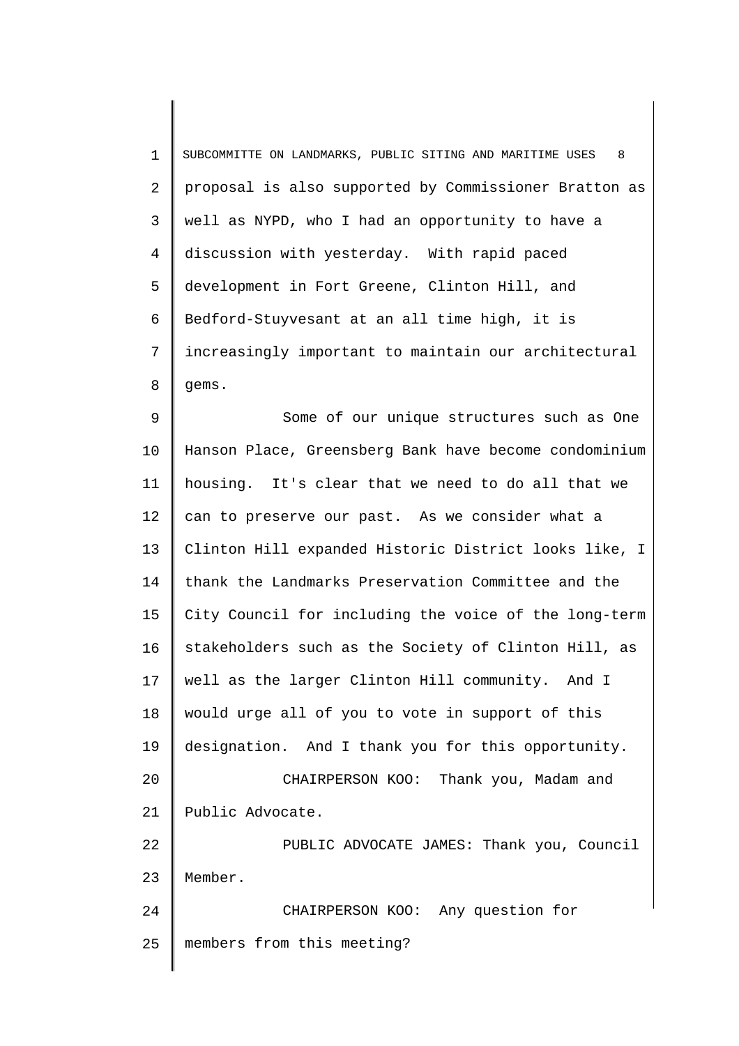proposal is also supported by Commissioner Bratton as well as NYPD, who I had an opportunity to have a discussion with yesterday. With rapid paced development in Fort Greene, Clinton Hill, and Bedford-Stuyvesant at an all time high, it is increasingly important to maintain our architectural gems.

Some of our unique structures such as One Hanson Place, Greensberg Bank have become condominium housing. It's clear that we need to do all that we can to preserve our past. As we consider what a Clinton Hill expanded Historic District looks like, I thank the Landmarks Preservation Committee and the City Council for including the voice of the long-term stakeholders such as the Society of Clinton Hill, as well as the larger Clinton Hill community. And I would urge all of you to vote in support of this designation. And I thank you for this opportunity.

CHAIRPERSON KOO: Thank you, Madam and Public Advocate.

PUBLIC ADVOCATE JAMES: Thank you, Council Member.

CHAIRPERSON KOO: Any question for members from this meeting?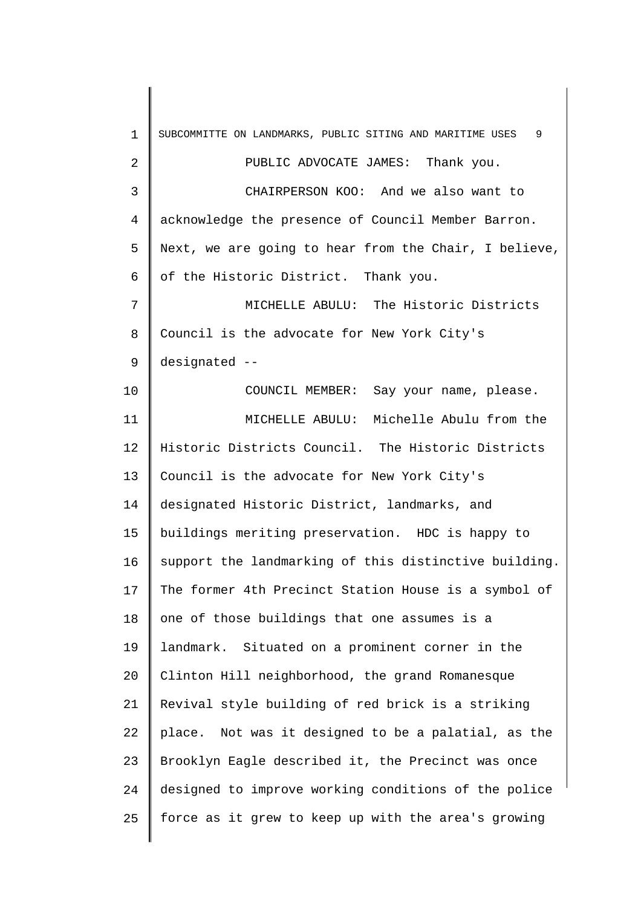PUBLIC ADVOCATE JAMES: Thank you.

CHAIRPERSON KOO: And we also want to acknowledge the presence of Council Member Barron. Next, we are going to hear from the Chair, I believe, of the Historic District. Thank you.

MICHELLE ABULU: The Historic Districts Council is the advocate for New York City's designated --

COUNCIL MEMBER: Say your name, please.

MICHELLE ABULU: Michelle Abulu from the Historic Districts Council. The Historic Districts Council is the advocate for New York City's designated Historic District, landmarks, and buildings meriting preservation. HDC is happy to support the landmarking of this distinctive building. The former 4th Precinct Station House is a symbol of one of those buildings that one assumes is a landmark. Situated on a prominent corner in the Clinton Hill neighborhood, the grand Romanesque Revival style building of red brick is a striking place. Not was it designed to be a palatial, as the Brooklyn Eagle described it, the Precinct was once designed to improve working conditions of the police force as it grew to keep up with the area's growing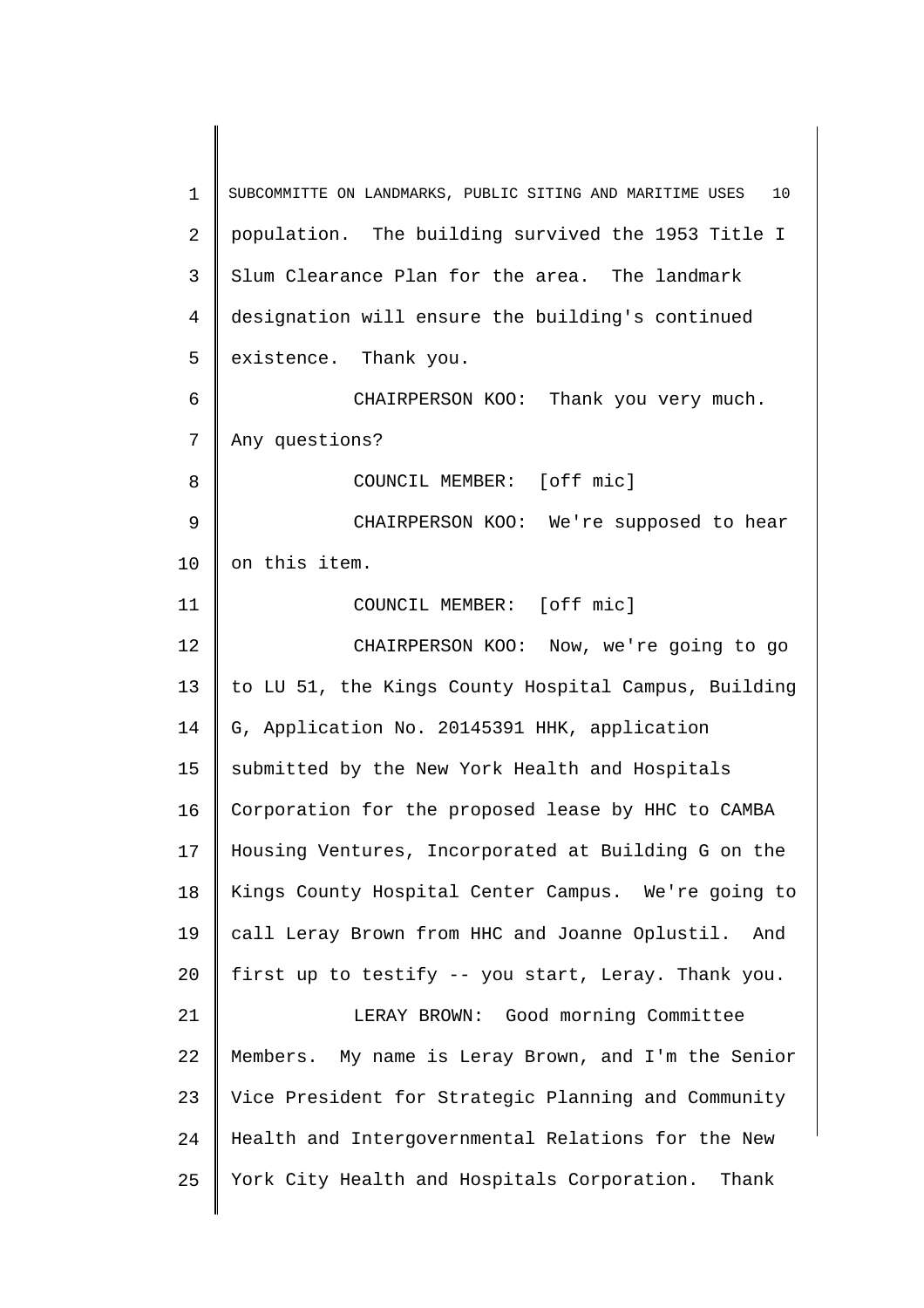population. The building survived the 1953 Title I Slum Clearance Plan for the area. The landmark designation will ensure the building's continued existence. Thank you.

CHAIRPERSON KOO: Thank you very much. Any questions?

COUNCIL MEMBER: [off mic]

CHAIRPERSON KOO: We're supposed to hear on this item.

COUNCIL MEMBER: [off mic]

CHAIRPERSON KOO: Now, we're going to go to LU 51, the Kings County Hospital Campus, Building G, Application No. 20145391 HHK, application submitted by the New York Health and Hospitals Corporation for the proposed lease by HHC to CAMBA Housing Ventures, Incorporated at Building G on the Kings County Hospital Center Campus. We're going to call Leray Brown from HHC and Joanne Oplustil. And first up to testify -- you start, Leray. Thank you.

LERAY BROWN: Good morning Committee Members. My name is Leray Brown, and I'm the Senior Vice President for Strategic Planning and Community Health and Intergovernmental Relations for the New York City Health and Hospitals Corporation. Thank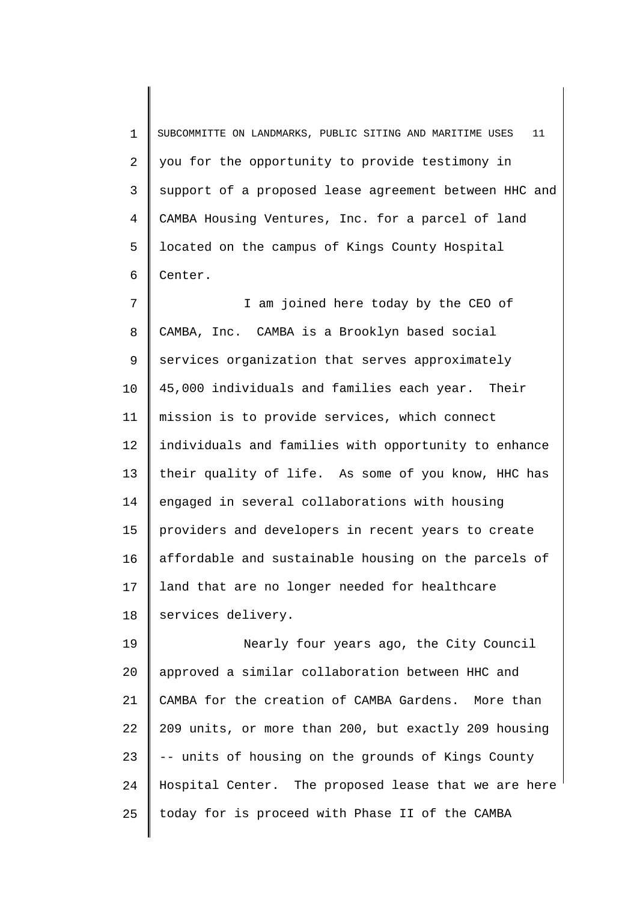you for the opportunity to provide testimony in support of a proposed lease agreement between HHC and CAMBA Housing Ventures, Inc. for a parcel of land located on the campus of Kings County Hospital Center.

I am joined here today by the CEO of CAMBA, Inc. CAMBA is a Brooklyn based social services organization that serves approximately 45,000 individuals and families each year. Their mission is to provide services, which connect individuals and families with opportunity to enhance their quality of life. As some of you know, HHC has engaged in several collaborations with housing providers and developers in recent years to create affordable and sustainable housing on the parcels of land that are no longer needed for healthcare services delivery.

Nearly four years ago, the City Council approved a similar collaboration between HHC and CAMBA for the creation of CAMBA Gardens. More than 209 units, or more than 200, but exactly 209 housing -- units of housing on the grounds of Kings County Hospital Center. The proposed lease that we are here today for is proceed with Phase II of the CAMBA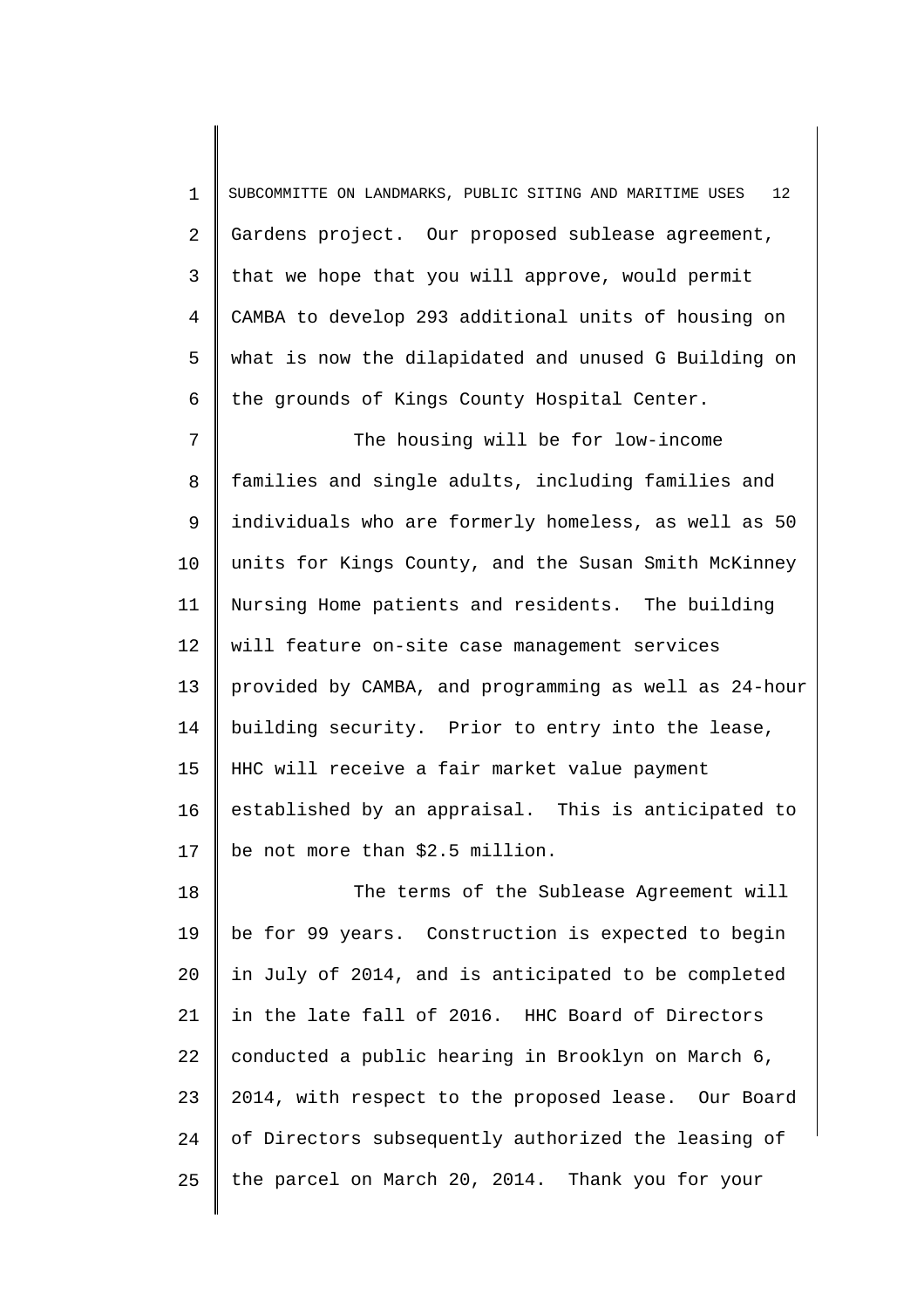Gardens project. Our proposed sublease agreement, that we hope that you will approve, would permit CAMBA to develop 293 additional units of housing on what is now the dilapidated and unused G Building on the grounds of Kings County Hospital Center.

The housing will be for low-income families and single adults, including families and individuals who are formerly homeless, as well as 50 units for Kings County, and the Susan Smith McKinney Nursing Home patients and residents. The building will feature on-site case management services provided by CAMBA, and programming as well as 24-hour building security. Prior to entry into the lease, HHC will receive a fair market value payment established by an appraisal. This is anticipated to be not more than $2.5 million.

The terms of the Sublease Agreement will be for 99 years. Construction is expected to begin in July of 2014, and is anticipated to be completed in the late fall of 2016. HHC Board of Directors conducted a public hearing in Brooklyn on March 6, 2014, with respect to the proposed lease. Our Board of Directors subsequently authorized the leasing of the parcel on March 20, 2014. Thank you for your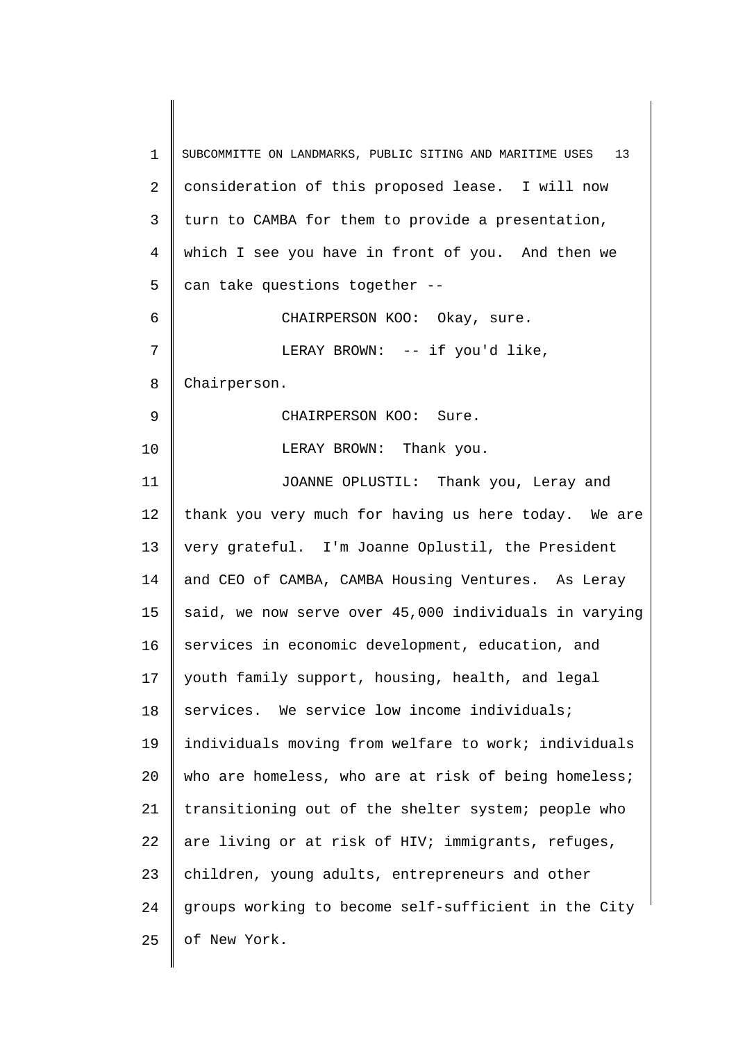consideration of this proposed lease. I will now turn to CAMBA for them to provide a presentation, which I see you have in front of you. And then we can take questions together --

CHAIRPERSON KOO: Okay, sure.

LERAY BROWN: -- if you'd like, Chairperson.

CHAIRPERSON KOO: Sure.

LERAY BROWN: Thank you.

JOANNE OPLUSTIL: Thank you, Leray and thank you very much for having us here today. We are very grateful. I'm Joanne Oplustil, the President and CEO of CAMBA, CAMBA Housing Ventures. As Leray said, we now serve over 45,000 individuals in varying services in economic development, education, and youth family support, housing, health, and legal services. We service low income individuals; individuals moving from welfare to work; individuals who are homeless, who are at risk of being homeless; transitioning out of the shelter system; people who are living or at risk of HIV; immigrants, refuges, children, young adults, entrepreneurs and other groups working to become self-sufficient in the City of New York.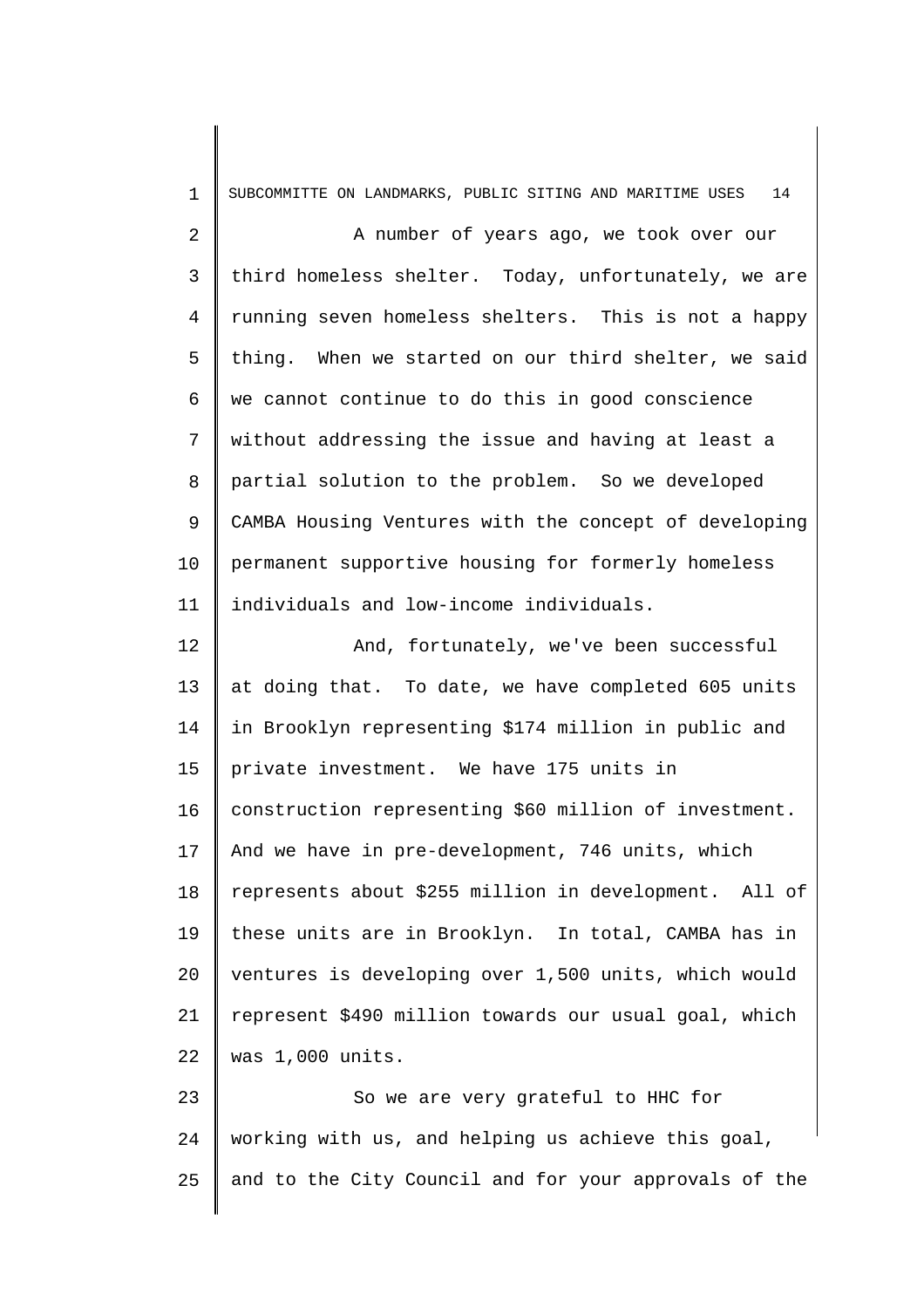A number of years ago, we took over our third homeless shelter. Today, unfortunately, we are running seven homeless shelters. This is not a happy thing. When we started on our third shelter, we said we cannot continue to do this in good conscience without addressing the issue and having at least a partial solution to the problem. So we developed CAMBA Housing Ventures with the concept of developing permanent supportive housing for formerly homeless individuals and low-income individuals.

And, fortunately, we've been successful at doing that. To date, we have completed 605 units in Brooklyn representing $174 million in public and private investment. We have 175 units in construction representing $60 million of investment. And we have in pre-development, 746 units, which represents about $255 million in development. All of these units are in Brooklyn. In total, CAMBA has in ventures is developing over 1,500 units, which would represent $490 million towards our usual goal, which was 1,000 units.

So we are very grateful to HHC for working with us, and helping us achieve this goal, and to the City Council and for your approvals of the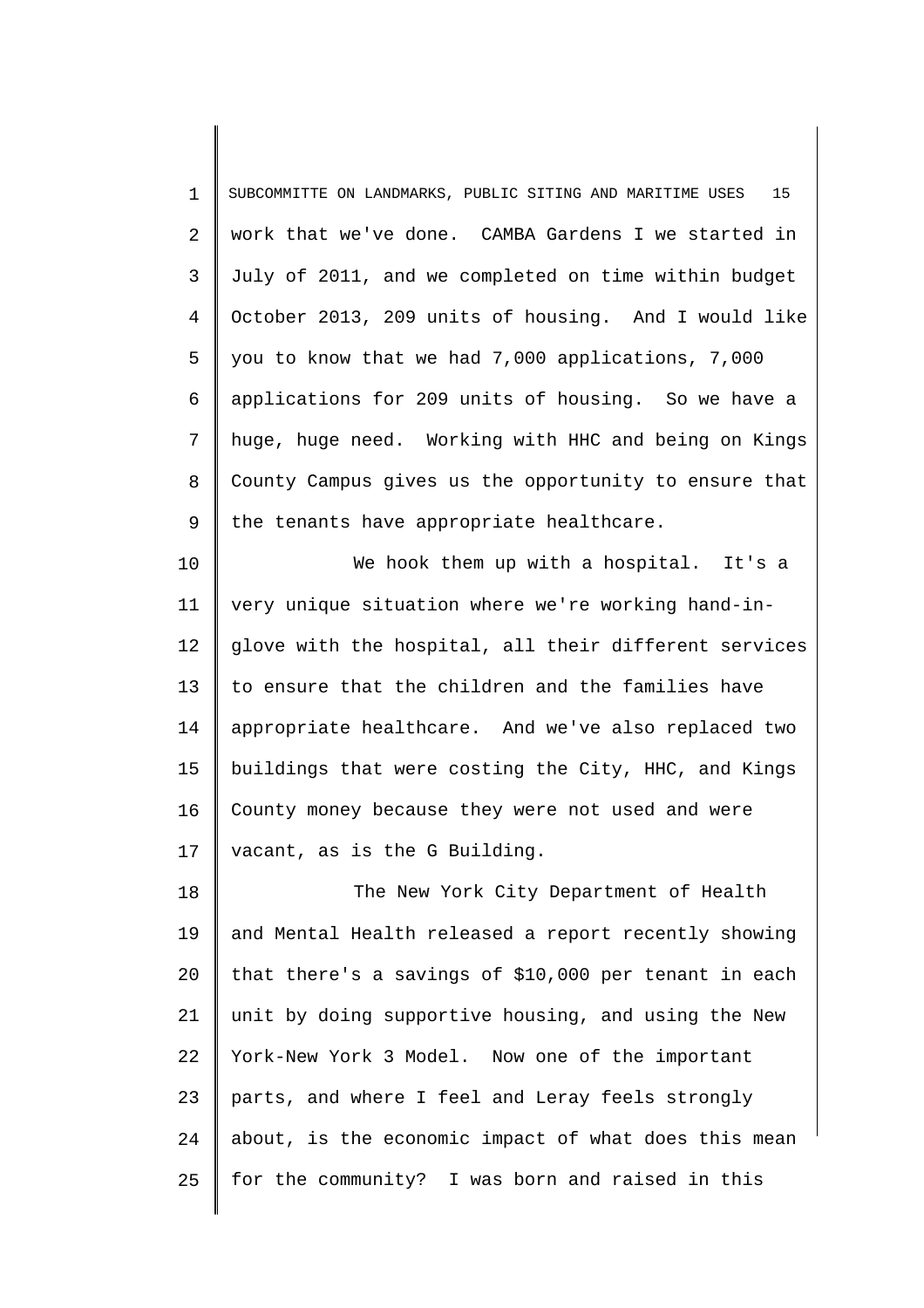work that we've done. CAMBA Gardens I we started in July of 2011, and we completed on time within budget October 2013, 209 units of housing. And I would like you to know that we had 7,000 applications, 7,000 applications for 209 units of housing. So we have a huge, huge need. Working with HHC and being on Kings County Campus gives us the opportunity to ensure that the tenants have appropriate healthcare.

We hook them up with a hospital. It's a very unique situation where we're working hand-in-glove with the hospital, all their different services to ensure that the children and the families have appropriate healthcare. And we've also replaced two buildings that were costing the City, HHC, and Kings County money because they were not used and were vacant, as is the G Building.

The New York City Department of Health and Mental Health released a report recently showing that there's a savings of $10,000 per tenant in each unit by doing supportive housing, and using the New York-New York 3 Model. Now one of the important parts, and where I feel and Leray feels strongly about, is the economic impact of what does this mean for the community? I was born and raised in this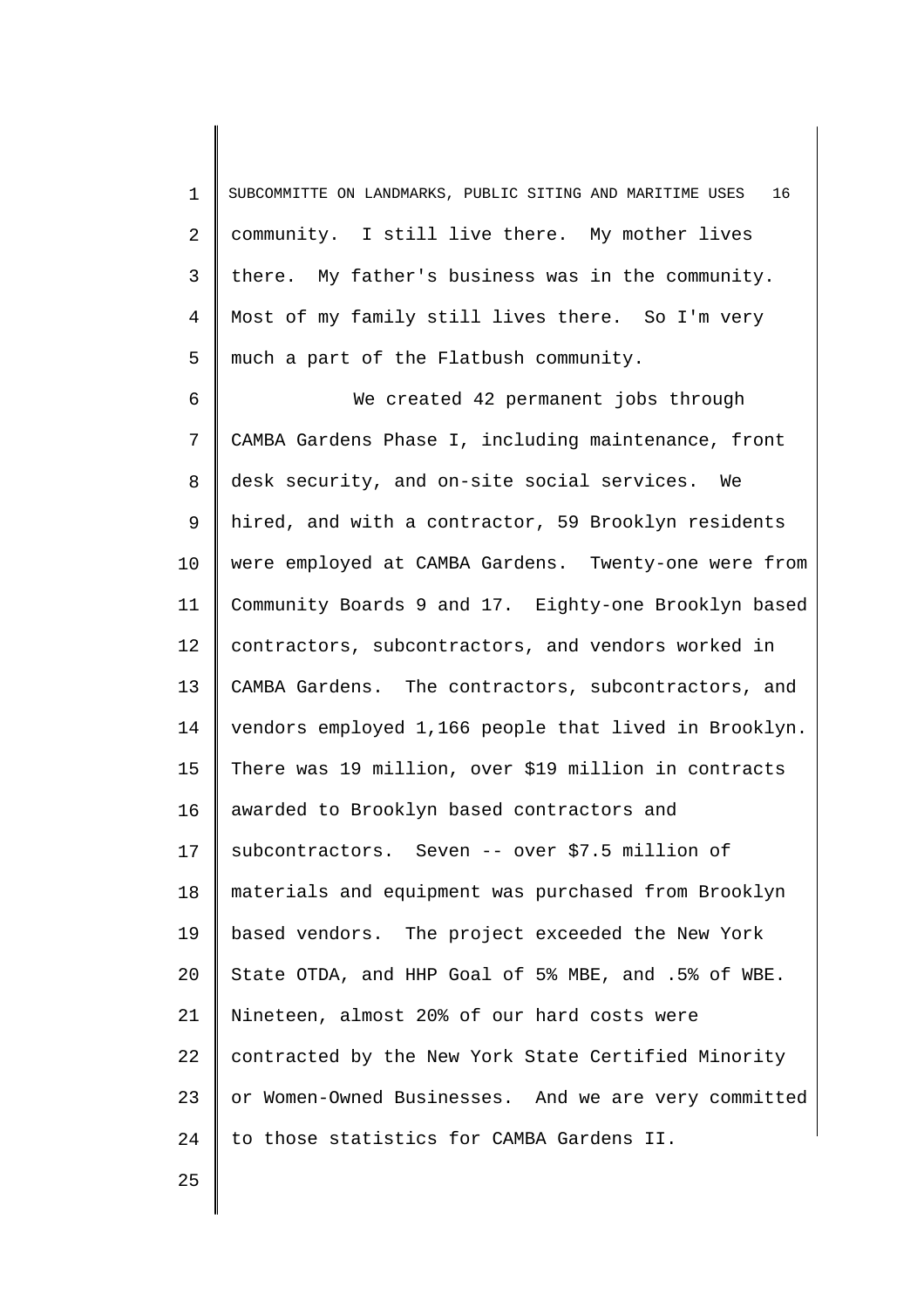community. I still live there. My mother lives there. My father's business was in the community. Most of my family still lives there. So I'm very much a part of the Flatbush community.

We created 42 permanent jobs through CAMBA Gardens Phase I, including maintenance, front desk security, and on-site social services. We hired, and with a contractor, 59 Brooklyn residents were employed at CAMBA Gardens. Twenty-one were from Community Boards 9 and 17. Eighty-one Brooklyn based contractors, subcontractors, and vendors worked in CAMBA Gardens. The contractors, subcontractors, and vendors employed 1,166 people that lived in Brooklyn. There was 19 million, over $19 million in contracts awarded to Brooklyn based contractors and subcontractors. Seven -- over $7.5 million of materials and equipment was purchased from Brooklyn based vendors. The project exceeded the New York State OTDA, and HHP Goal of 5% MBE, and .5% of WBE. Nineteen, almost 20% of our hard costs were contracted by the New York State Certified Minority or Women-Owned Businesses. And we are very committed to those statistics for CAMBA Gardens II.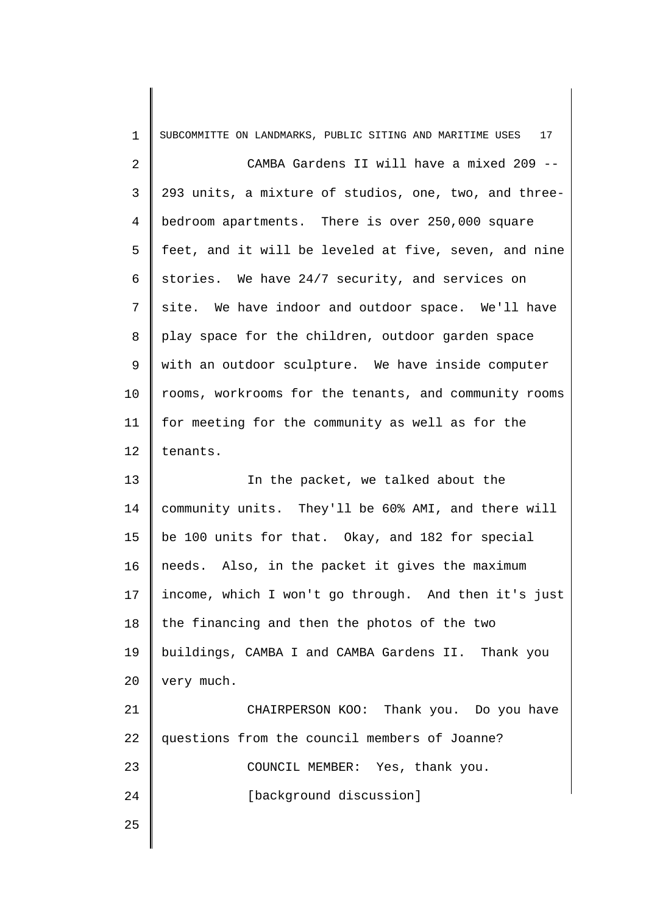CAMBA Gardens II will have a mixed 209 -- 293 units, a mixture of studios, one, two, and three-bedroom apartments. There is over 250,000 square feet, and it will be leveled at five, seven, and nine stories. We have 24/7 security, and services on site. We have indoor and outdoor space. We'll have play space for the children, outdoor garden space with an outdoor sculpture. We have inside computer rooms, workrooms for the tenants, and community rooms for meeting for the community as well as for the tenants.

In the packet, we talked about the community units. They'll be 60% AMI, and there will be 100 units for that. Okay, and 182 for special needs. Also, in the packet it gives the maximum income, which I won't go through. And then it's just the financing and then the photos of the two buildings, CAMBA I and CAMBA Gardens II. Thank you very much.

CHAIRPERSON KOO: Thank you. Do you have questions from the council members of Joanne?

COUNCIL MEMBER: Yes, thank you.

[background discussion]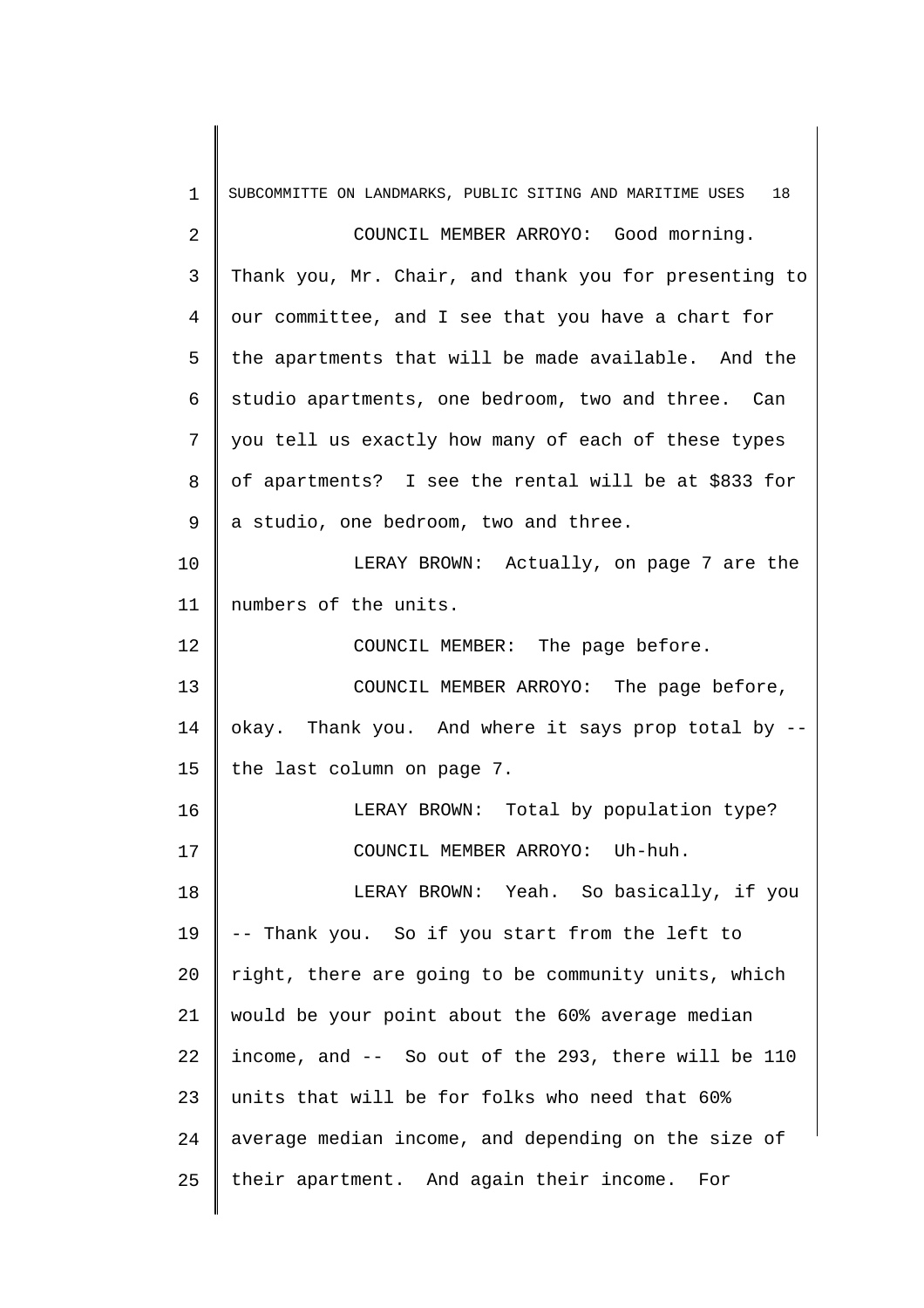COUNCIL MEMBER ARROYO: Good morning. Thank you, Mr. Chair, and thank you for presenting to our committee, and I see that you have a chart for the apartments that will be made available. And the studio apartments, one bedroom, two and three. Can you tell us exactly how many of each of these types of apartments? I see the rental will be at $833 for a studio, one bedroom, two and three.

LERAY BROWN: Actually, on page 7 are the numbers of the units.

COUNCIL MEMBER: The page before.

COUNCIL MEMBER ARROYO: The page before, okay. Thank you. And where it says prop total by -- the last column on page 7.

LERAY BROWN: Total by population type?

COUNCIL MEMBER ARROYO: Uh-huh.

LERAY BROWN: Yeah. So basically, if you -- Thank you. So if you start from the left to right, there are going to be community units, which would be your point about the 60% average median income, and -- So out of the 293, there will be 110 units that will be for folks who need that 60% average median income, and depending on the size of their apartment. And again their income. For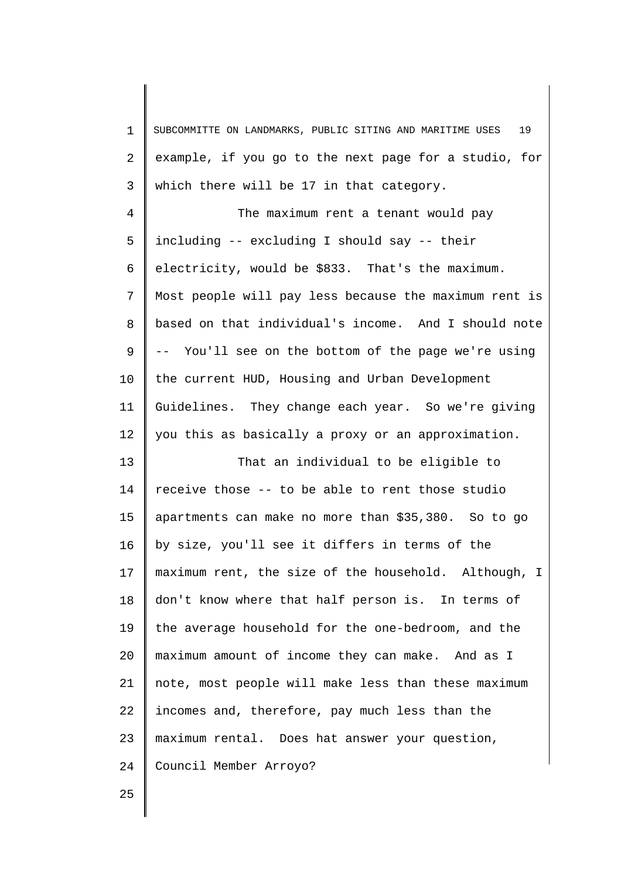example, if you go to the next page for a studio, for which there will be 17 in that category.

The maximum rent a tenant would pay including -- excluding I should say -- their electricity, would be $833. That's the maximum. Most people will pay less because the maximum rent is based on that individual's income. And I should note -- You'll see on the bottom of the page we're using the current HUD, Housing and Urban Development Guidelines. They change each year. So we're giving you this as basically a proxy or an approximation.

That an individual to be eligible to receive those -- to be able to rent those studio apartments can make no more than $35,380. So to go by size, you'll see it differs in terms of the maximum rent, the size of the household. Although, I don't know where that half person is. In terms of the average household for the one-bedroom, and the maximum amount of income they can make. And as I note, most people will make less than these maximum incomes and, therefore, pay much less than the maximum rental. Does hat answer your question, Council Member Arroyo?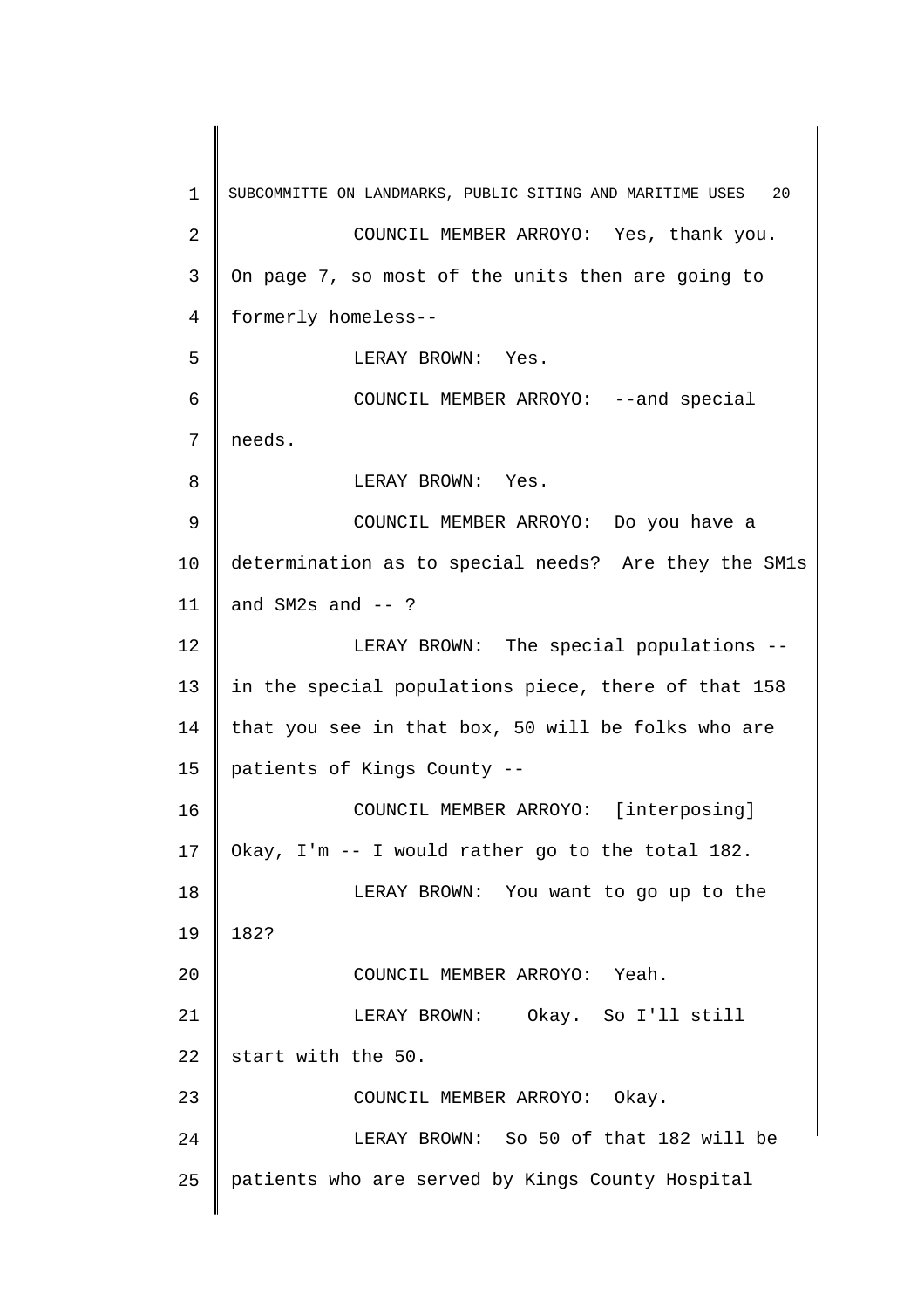COUNCIL MEMBER ARROYO: Yes, thank you. On page 7, so most of the units then are going to formerly homeless--

LERAY BROWN: Yes.

COUNCIL MEMBER ARROYO: --and special needs.

LERAY BROWN: Yes.

COUNCIL MEMBER ARROYO: Do you have a determination as to special needs? Are they the SM1s and SM2s and -- ?

LERAY BROWN: The special populations -- in the special populations piece, there of that 158 that you see in that box, 50 will be folks who are patients of Kings County --

COUNCIL MEMBER ARROYO: [interposing] Okay, I'm -- I would rather go to the total 182.

LERAY BROWN: You want to go up to the 182?

COUNCIL MEMBER ARROYO: Yeah.

LERAY BROWN: Okay. So I'll still start with the 50.

COUNCIL MEMBER ARROYO: Okay.

LERAY BROWN: So 50 of that 182 will be patients who are served by Kings County Hospital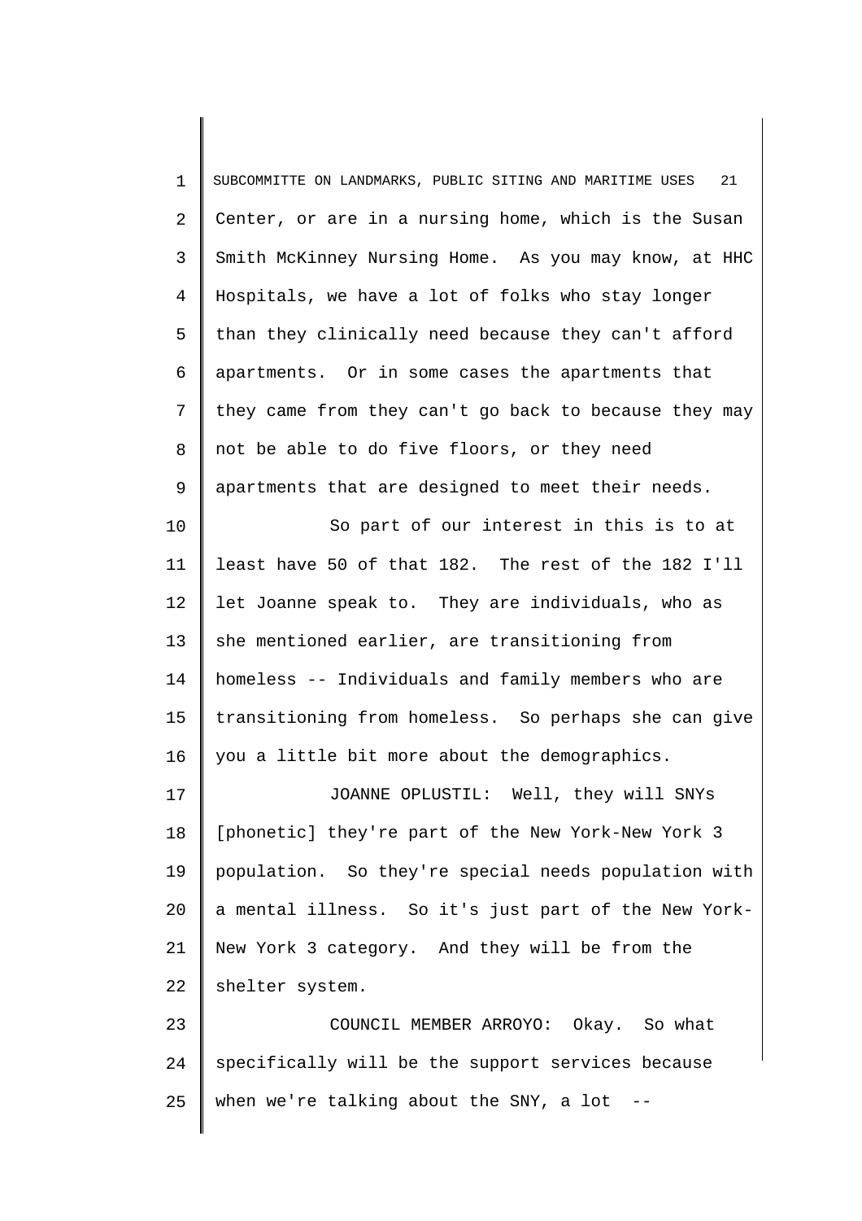Center, or are in a nursing home, which is the Susan Smith McKinney Nursing Home. As you may know, at HHC Hospitals, we have a lot of folks who stay longer than they clinically need because they can't afford apartments. Or in some cases the apartments that they came from they can't go back to because they may not be able to do five floors, or they need apartments that are designed to meet their needs.

So part of our interest in this is to at least have 50 of that 182. The rest of the 182 I'll let Joanne speak to. They are individuals, who as she mentioned earlier, are transitioning from homeless -- Individuals and family members who are transitioning from homeless. So perhaps she can give you a little bit more about the demographics.

JOANNE OPLUSTIL: Well, they will SNYs [phonetic] they're part of the New York-New York 3 population. So they're special needs population with a mental illness. So it's just part of the New York-New York 3 category. And they will be from the shelter system.

COUNCIL MEMBER ARROYO: Okay. So what specifically will be the support services because when we're talking about the SNY, a lot --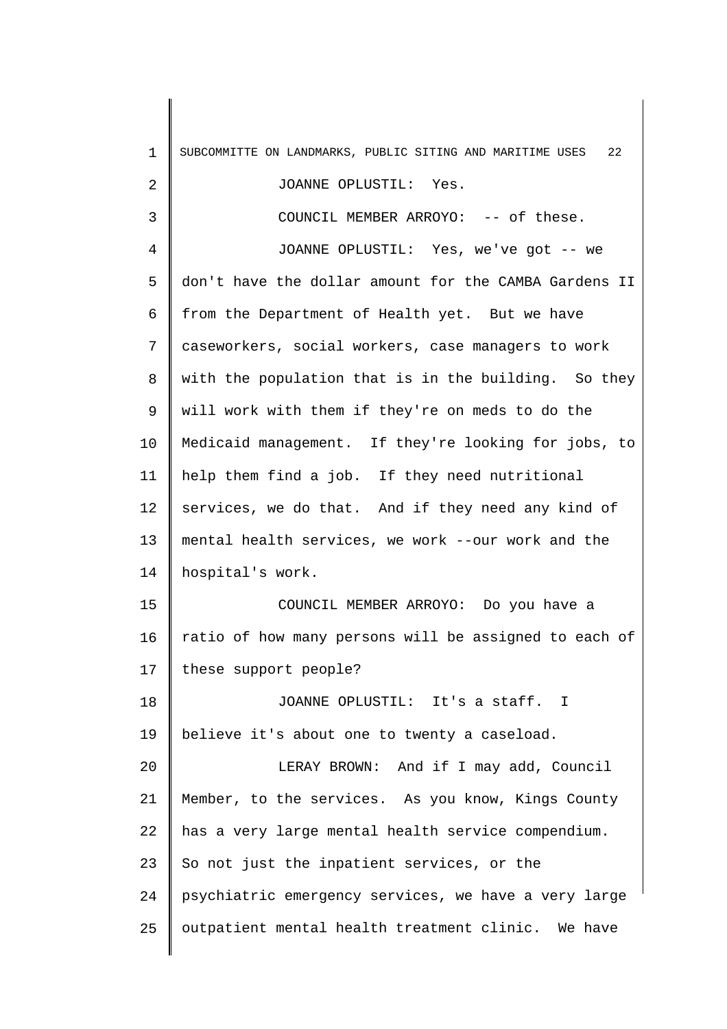JOANNE OPLUSTIL: Yes.

COUNCIL MEMBER ARROYO: -- of these.

JOANNE OPLUSTIL: Yes, we've got -- we don't have the dollar amount for the CAMBA Gardens II from the Department of Health yet. But we have caseworkers, social workers, case managers to work with the population that is in the building. So they will work with them if they're on meds to do the Medicaid management. If they're looking for jobs, to help them find a job. If they need nutritional services, we do that. And if they need any kind of mental health services, we work --our work and the hospital's work.

COUNCIL MEMBER ARROYO: Do you have a ratio of how many persons will be assigned to each of these support people?

JOANNE OPLUSTIL: It's a staff. I believe it's about one to twenty a caseload.

LERAY BROWN: And if I may add, Council Member, to the services. As you know, Kings County has a very large mental health service compendium. So not just the inpatient services, or the psychiatric emergency services, we have a very large outpatient mental health treatment clinic. We have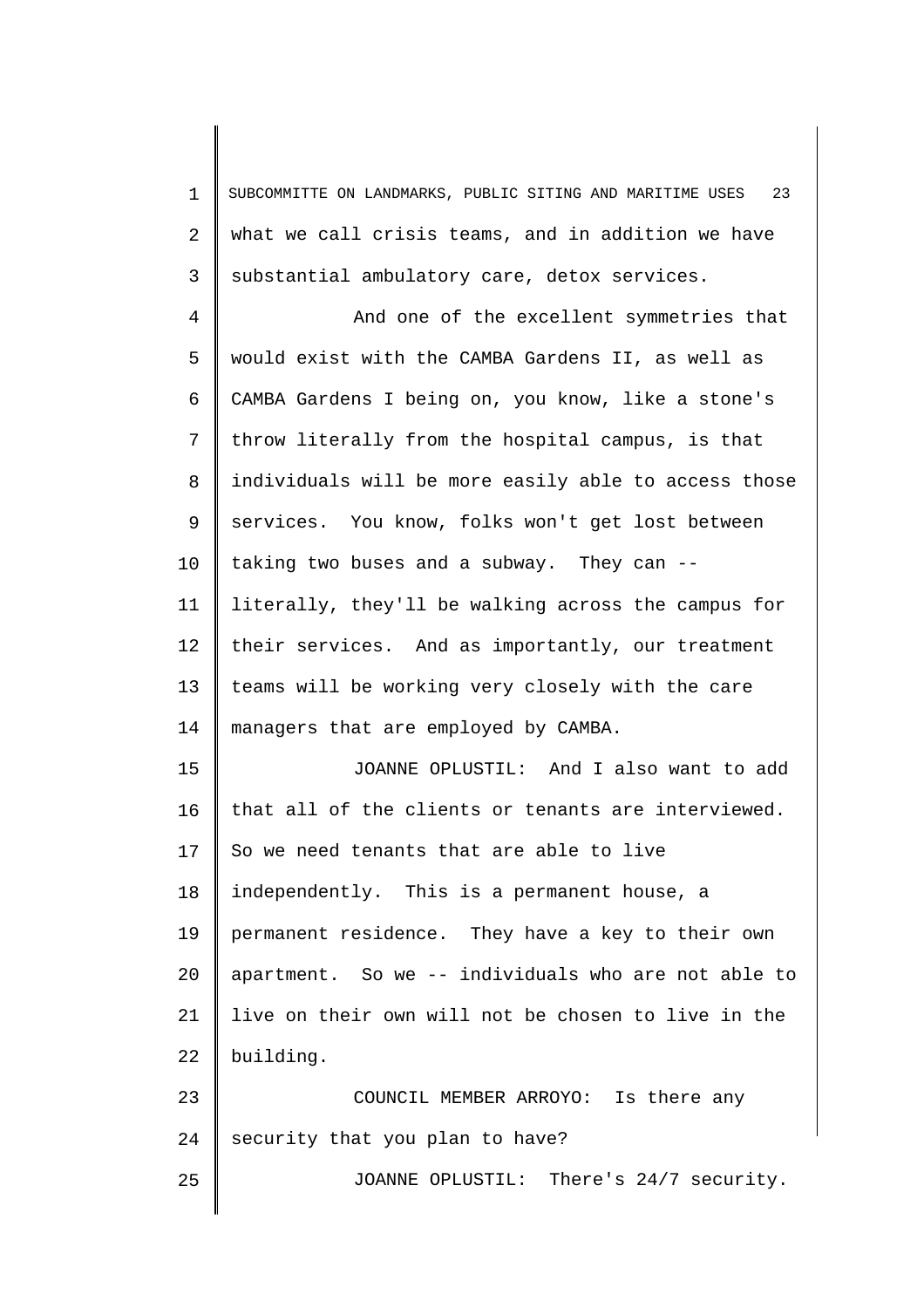what we call crisis teams, and in addition we have substantial ambulatory care, detox services.

And one of the excellent symmetries that would exist with the CAMBA Gardens II, as well as CAMBA Gardens I being on, you know, like a stone's throw literally from the hospital campus, is that individuals will be more easily able to access those services. You know, folks won't get lost between taking two buses and a subway. They can -- literally, they'll be walking across the campus for their services. And as importantly, our treatment teams will be working very closely with the care managers that are employed by CAMBA.

JOANNE OPLUSTIL: And I also want to add that all of the clients or tenants are interviewed. So we need tenants that are able to live independently. This is a permanent house, a permanent residence. They have a key to their own apartment. So we -- individuals who are not able to live on their own will not be chosen to live in the building.

COUNCIL MEMBER ARROYO: Is there any security that you plan to have?

JOANNE OPLUSTIL: There's 24/7 security.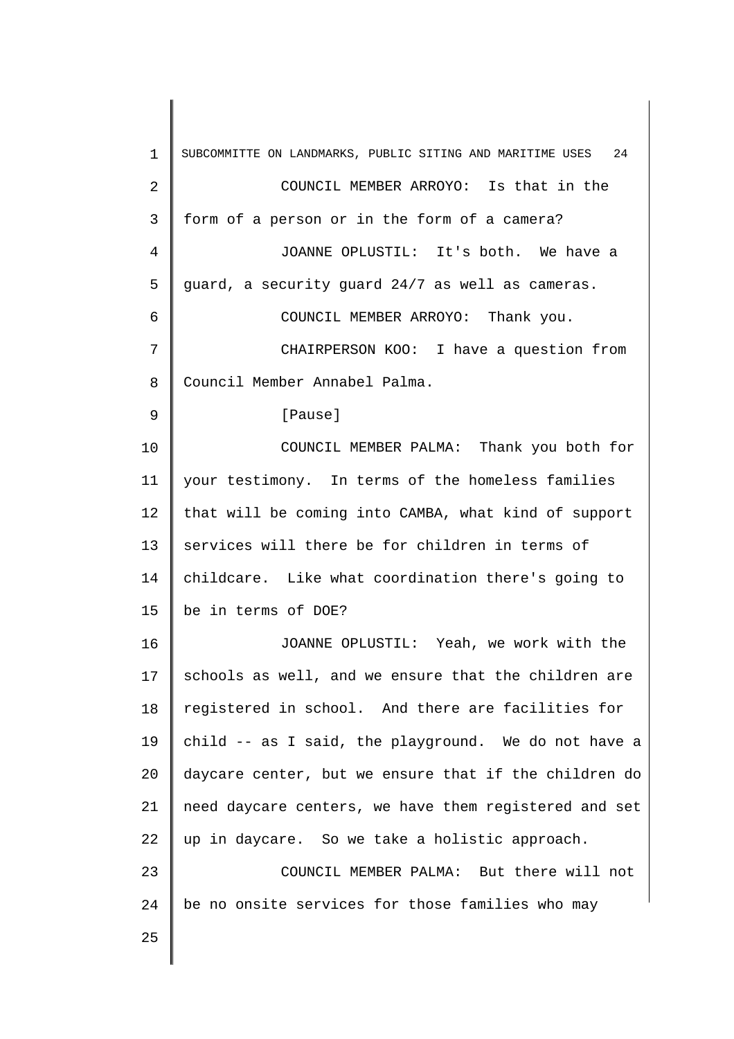COUNCIL MEMBER ARROYO: Is that in the form of a person or in the form of a camera?

JOANNE OPLUSTIL: It's both. We have a guard, a security guard 24/7 as well as cameras.

COUNCIL MEMBER ARROYO: Thank you.

CHAIRPERSON KOO: I have a question from Council Member Annabel Palma.

[Pause]

COUNCIL MEMBER PALMA: Thank you both for your testimony. In terms of the homeless families that will be coming into CAMBA, what kind of support services will there be for children in terms of childcare. Like what coordination there's going to be in terms of DOE?

JOANNE OPLUSTIL: Yeah, we work with the schools as well, and we ensure that the children are registered in school. And there are facilities for child -- as I said, the playground. We do not have a daycare center, but we ensure that if the children do need daycare centers, we have them registered and set up in daycare. So we take a holistic approach.

COUNCIL MEMBER PALMA: But there will not be no onsite services for those families who may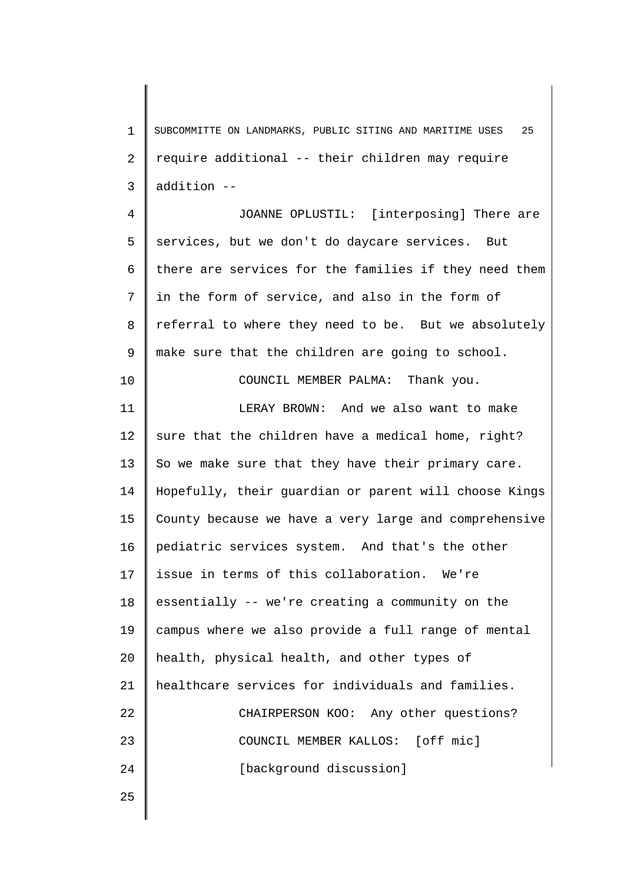require additional -- their children may require addition --

JOANNE OPLUSTIL: [interposing] There are services, but we don't do daycare services. But there are services for the families if they need them in the form of service, and also in the form of referral to where they need to be. But we absolutely make sure that the children are going to school.

COUNCIL MEMBER PALMA: Thank you.

LERAY BROWN: And we also want to make sure that the children have a medical home, right? So we make sure that they have their primary care. Hopefully, their guardian or parent will choose Kings County because we have a very large and comprehensive pediatric services system. And that's the other issue in terms of this collaboration. We're essentially -- we're creating a community on the campus where we also provide a full range of mental health, physical health, and other types of healthcare services for individuals and families.

CHAIRPERSON KOO: Any other questions?

COUNCIL MEMBER KALLOS: [off mic]

[background discussion]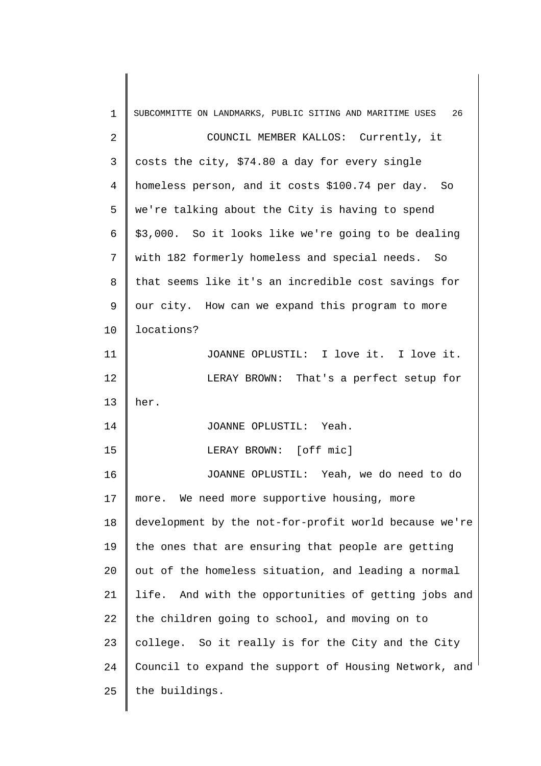COUNCIL MEMBER KALLOS: Currently, it costs the city, $74.80 a day for every single homeless person, and it costs $100.74 per day. So we're talking about the City is having to spend $3,000. So it looks like we're going to be dealing with 182 formerly homeless and special needs. So that seems like it's an incredible cost savings for our city. How can we expand this program to more locations?

JOANNE OPLUSTIL: I love it. I love it.

LERAY BROWN: That's a perfect setup for her.

JOANNE OPLUSTIL: Yeah.

LERAY BROWN: [off mic]

JOANNE OPLUSTIL: Yeah, we do need to do more. We need more supportive housing, more development by the not-for-profit world because we're the ones that are ensuring that people are getting out of the homeless situation, and leading a normal life. And with the opportunities of getting jobs and the children going to school, and moving on to college. So it really is for the City and the City Council to expand the support of Housing Network, and the buildings.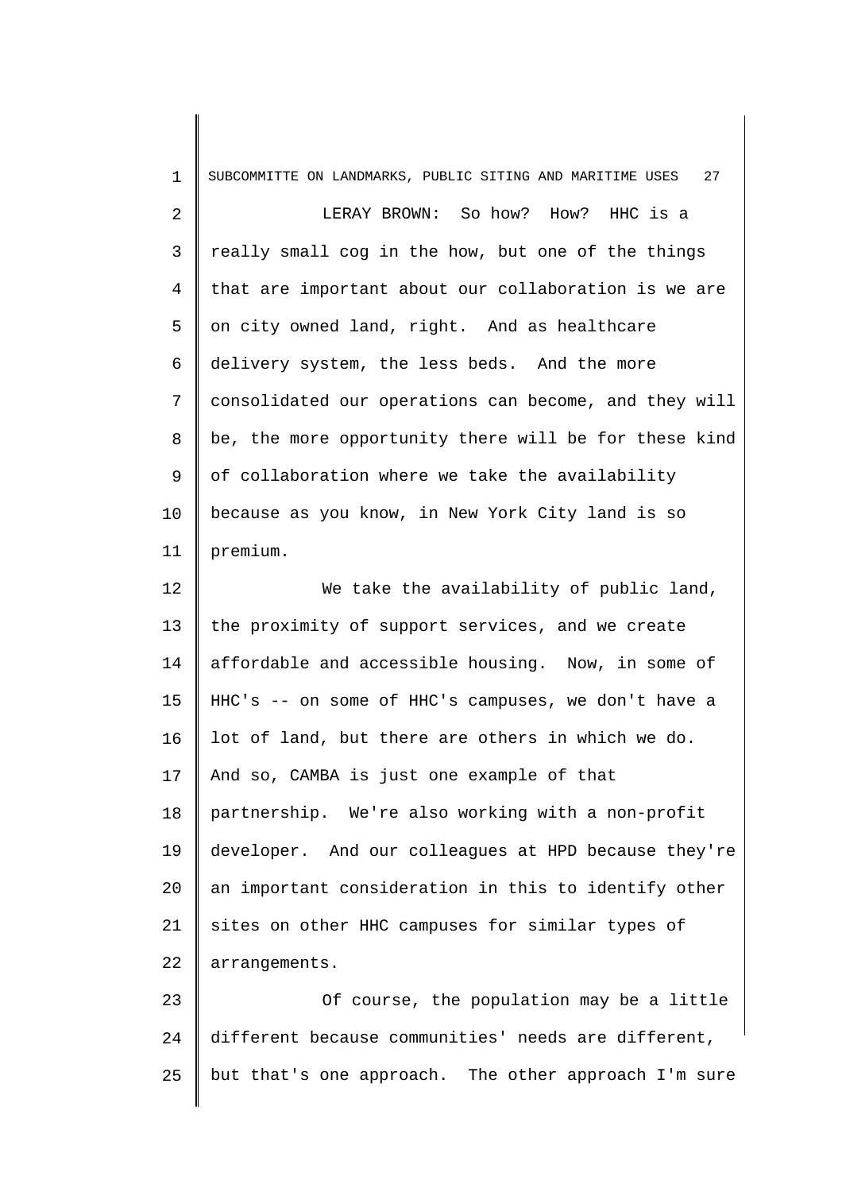LERAY BROWN: So how? How? HHC is a really small cog in the how, but one of the things that are important about our collaboration is we are on city owned land, right. And as healthcare delivery system, the less beds. And the more consolidated our operations can become, and they will be, the more opportunity there will be for these kind of collaboration where we take the availability because as you know, in New York City land is so premium.

We take the availability of public land, the proximity of support services, and we create affordable and accessible housing. Now, in some of HHC's -- on some of HHC's campuses, we don't have a lot of land, but there are others in which we do. And so, CAMBA is just one example of that partnership. We're also working with a non-profit developer. And our colleagues at HPD because they're an important consideration in this to identify other sites on other HHC campuses for similar types of arrangements.

Of course, the population may be a little different because communities' needs are different, but that's one approach. The other approach I'm sure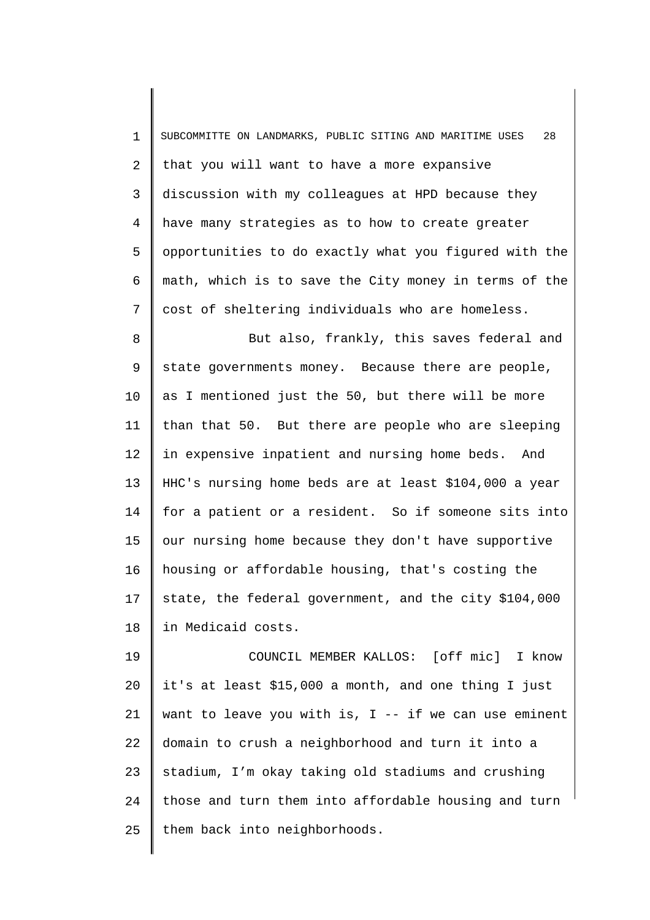that you will want to have a more expansive discussion with my colleagues at HPD because they have many strategies as to how to create greater opportunities to do exactly what you figured with the math, which is to save the City money in terms of the cost of sheltering individuals who are homeless.

But also, frankly, this saves federal and state governments money. Because there are people, as I mentioned just the 50, but there will be more than that 50. But there are people who are sleeping in expensive inpatient and nursing home beds. And HHC's nursing home beds are at least $104,000 a year for a patient or a resident. So if someone sits into our nursing home because they don't have supportive housing or affordable housing, that's costing the state, the federal government, and the city $104,000 in Medicaid costs.

COUNCIL MEMBER KALLOS: [off mic] I know it's at least $15,000 a month, and one thing I just want to leave you with is, I -- if we can use eminent domain to crush a neighborhood and turn it into a stadium, I'm okay taking old stadiums and crushing those and turn them into affordable housing and turn them back into neighborhoods.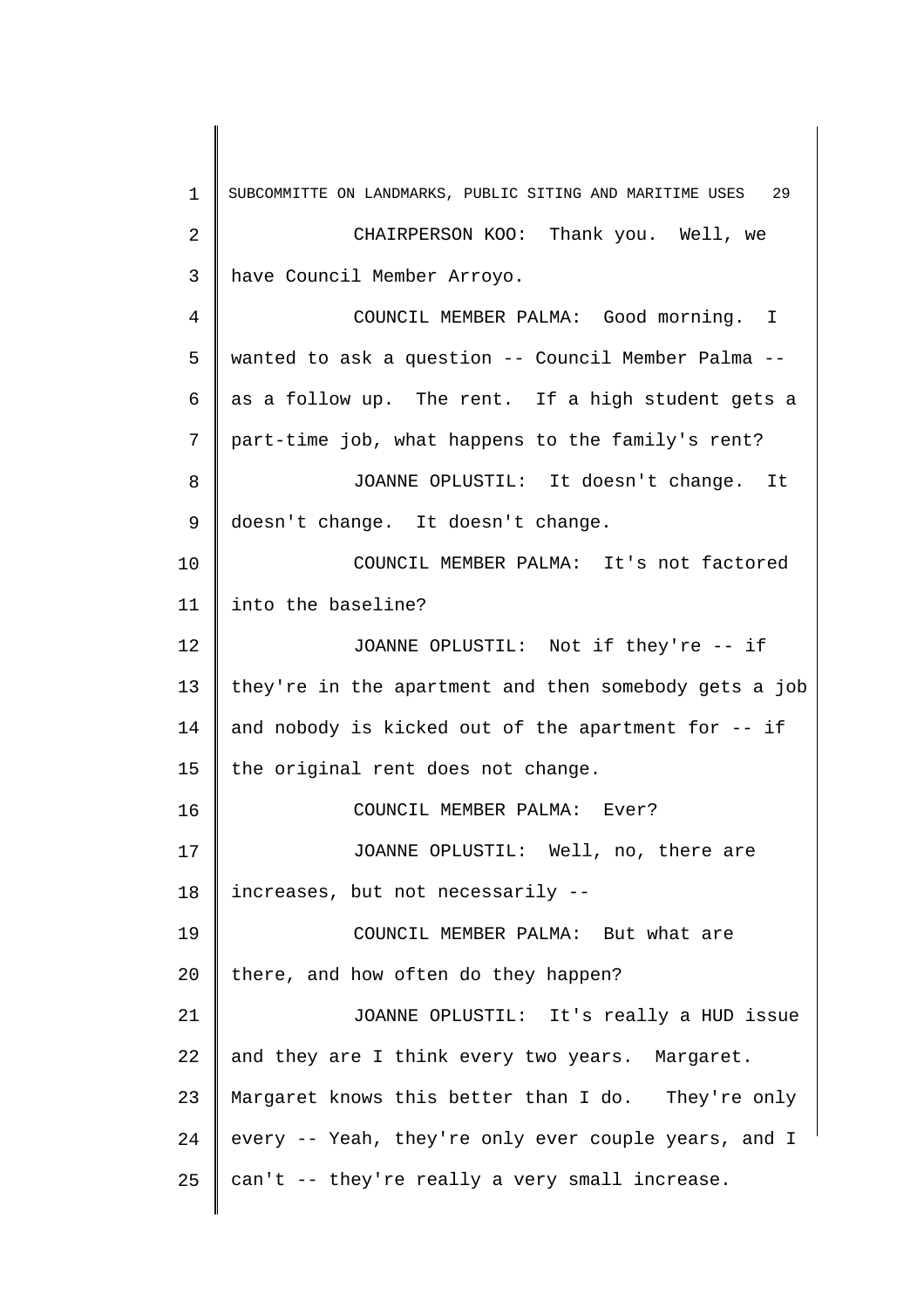CHAIRPERSON KOO: Thank you. Well, we have Council Member Arroyo.

COUNCIL MEMBER PALMA: Good morning. I wanted to ask a question -- Council Member Palma -- as a follow up. The rent. If a high student gets a part-time job, what happens to the family's rent?

JOANNE OPLUSTIL: It doesn't change. It doesn't change. It doesn't change.

COUNCIL MEMBER PALMA: It's not factored into the baseline?

JOANNE OPLUSTIL: Not if they're -- if they're in the apartment and then somebody gets a job and nobody is kicked out of the apartment for -- if the original rent does not change.

COUNCIL MEMBER PALMA: Ever?

JOANNE OPLUSTIL: Well, no, there are increases, but not necessarily --

COUNCIL MEMBER PALMA: But what are there, and how often do they happen?

JOANNE OPLUSTIL: It's really a HUD issue and they are I think every two years. Margaret. Margaret knows this better than I do. They're only every -- Yeah, they're only ever couple years, and I can't -- they're really a very small increase.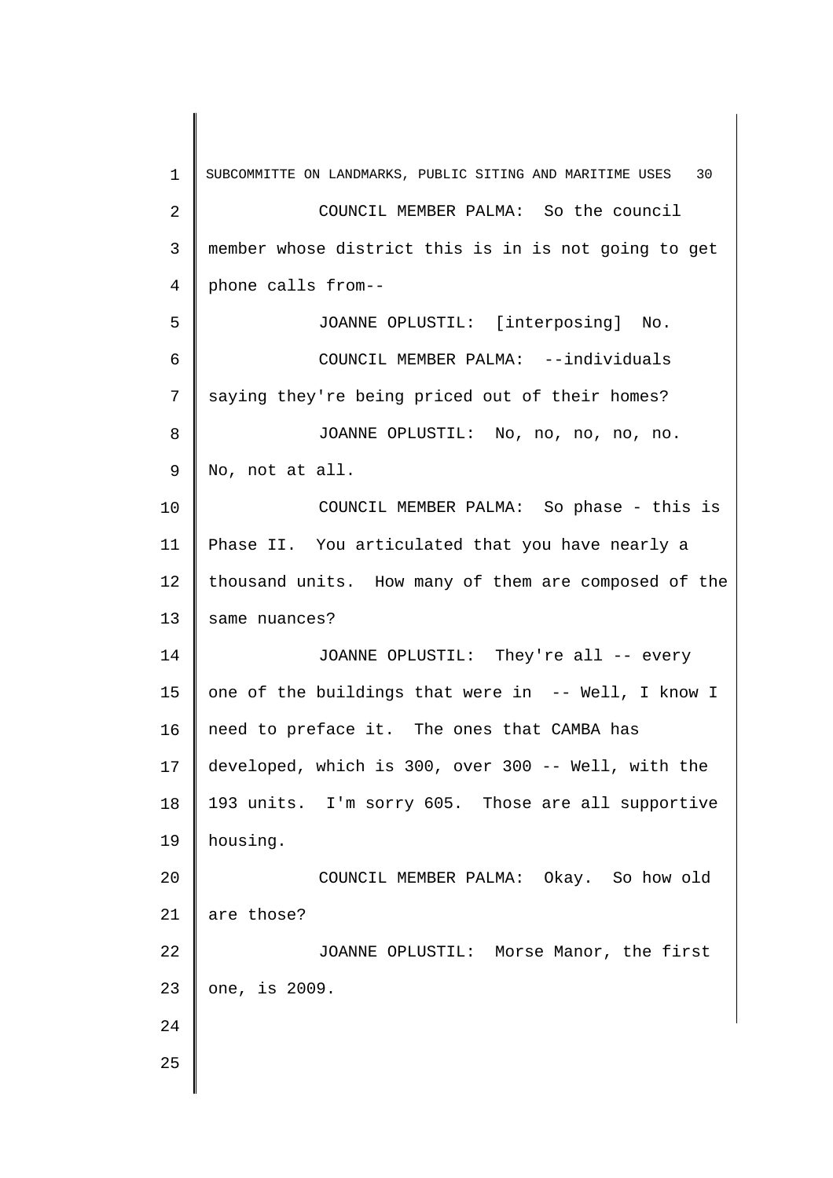COUNCIL MEMBER PALMA: So the council member whose district this is in is not going to get phone calls from--

JOANNE OPLUSTIL: [interposing] No.

COUNCIL MEMBER PALMA: --individuals saying they're being priced out of their homes?

JOANNE OPLUSTIL: No, no, no, no, no. No, not at all.

COUNCIL MEMBER PALMA: So phase - this is Phase II. You articulated that you have nearly a thousand units. How many of them are composed of the same nuances?

JOANNE OPLUSTIL: They're all -- every one of the buildings that were in -- Well, I know I need to preface it. The ones that CAMBA has developed, which is 300, over 300 -- Well, with the 193 units. I'm sorry 605. Those are all supportive housing.

COUNCIL MEMBER PALMA: Okay. So how old are those?

JOANNE OPLUSTIL: Morse Manor, the first one, is 2009.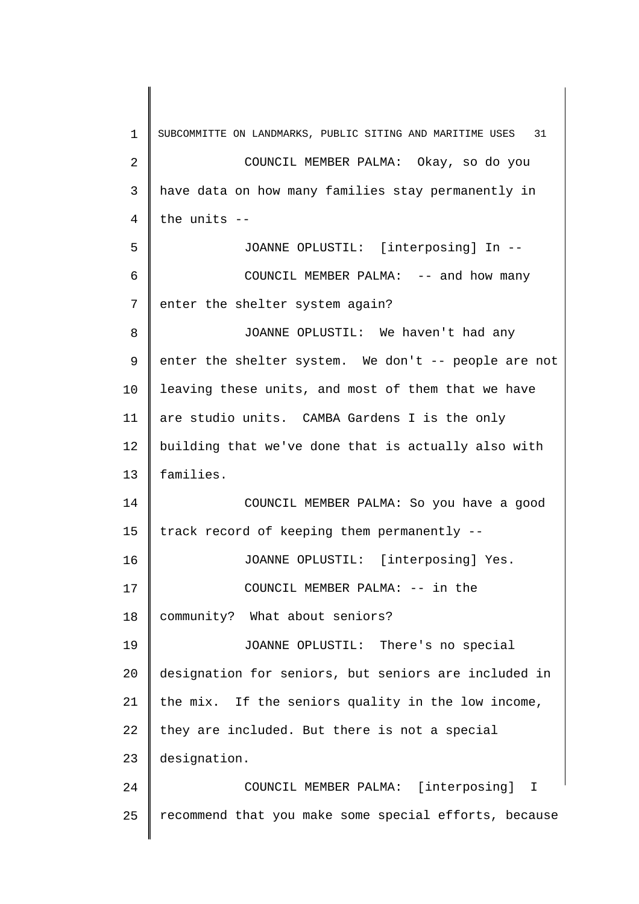COUNCIL MEMBER PALMA: Okay, so do you have data on how many families stay permanently in the units --

JOANNE OPLUSTIL: [interposing] In --

COUNCIL MEMBER PALMA: -- and how many enter the shelter system again?

JOANNE OPLUSTIL: We haven't had any enter the shelter system. We don't -- people are not leaving these units, and most of them that we have are studio units. CAMBA Gardens I is the only building that we've done that is actually also with families.

COUNCIL MEMBER PALMA: So you have a good track record of keeping them permanently --

JOANNE OPLUSTIL: [interposing] Yes.

COUNCIL MEMBER PALMA: -- in the community? What about seniors?

JOANNE OPLUSTIL: There's no special designation for seniors, but seniors are included in the mix. If the seniors quality in the low income, they are included. But there is not a special designation.

COUNCIL MEMBER PALMA: [interposing] I recommend that you make some special efforts, because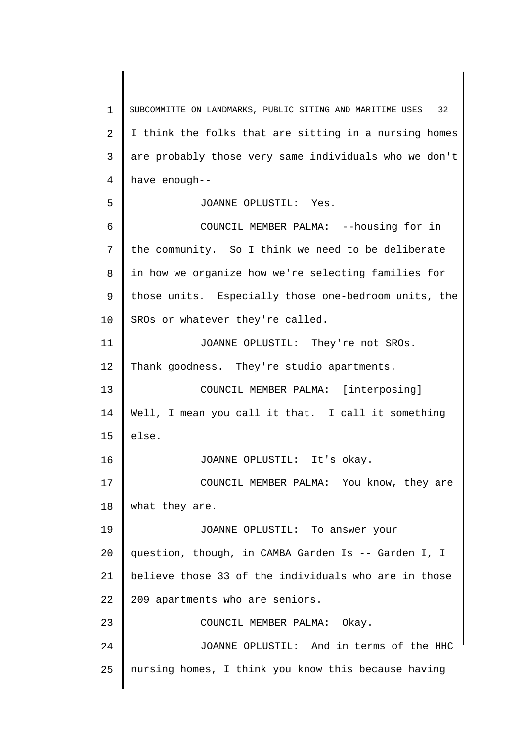I think the folks that are sitting in a nursing homes are probably those very same individuals who we don't have enough--

JOANNE OPLUSTIL: Yes.

COUNCIL MEMBER PALMA: --housing for in the community. So I think we need to be deliberate in how we organize how we're selecting families for those units. Especially those one-bedroom units, the SROs or whatever they're called.

JOANNE OPLUSTIL: They're not SROs. Thank goodness. They're studio apartments.

COUNCIL MEMBER PALMA: [interposing] Well, I mean you call it that. I call it something else.

JOANNE OPLUSTIL: It's okay.

COUNCIL MEMBER PALMA: You know, they are what they are.

JOANNE OPLUSTIL: To answer your question, though, in CAMBA Garden Is -- Garden I, I believe those 33 of the individuals who are in those 209 apartments who are seniors.

COUNCIL MEMBER PALMA: Okay.

JOANNE OPLUSTIL: And in terms of the HHC nursing homes, I think you know this because having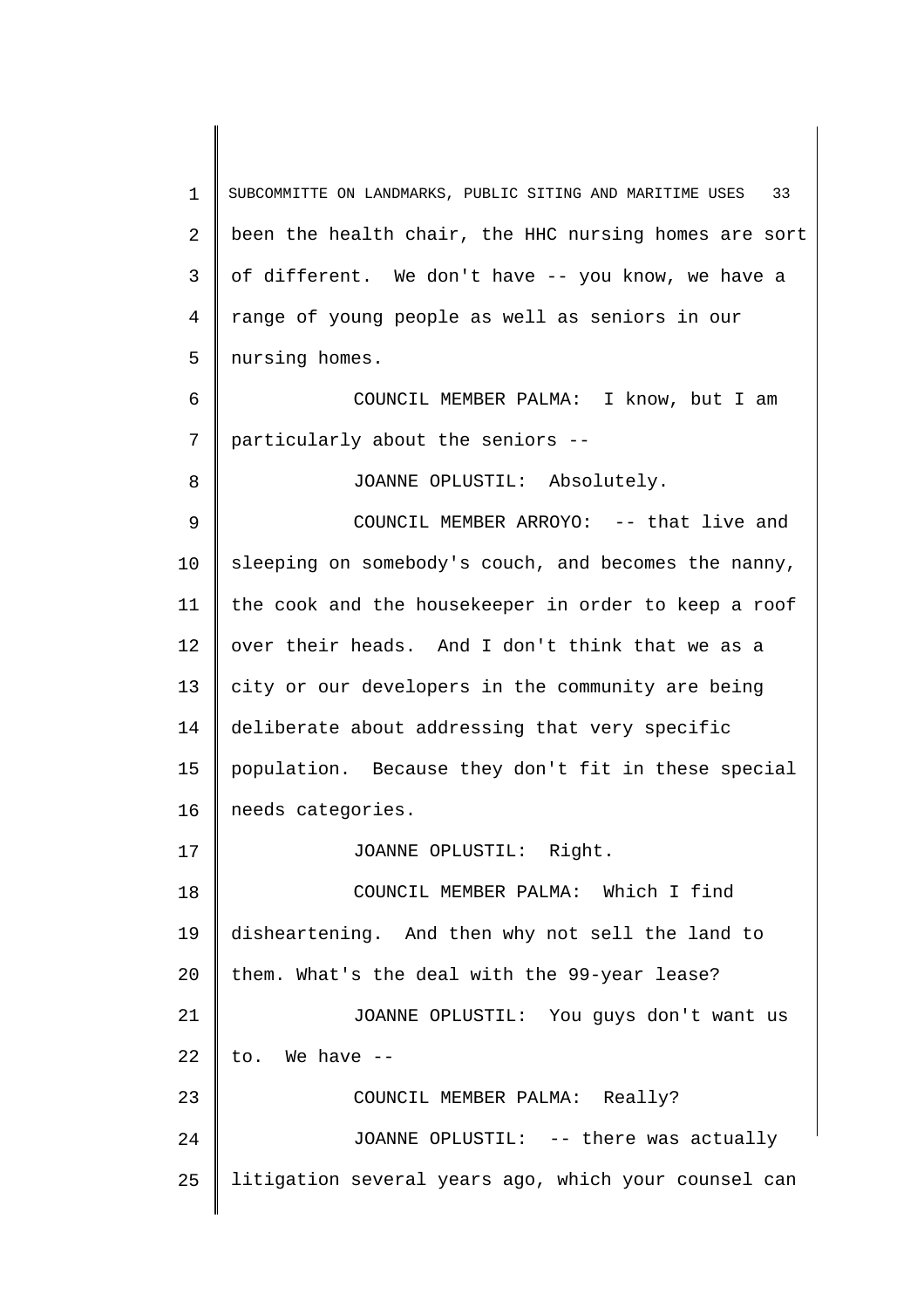been the health chair, the HHC nursing homes are sort of different. We don't have -- you know, we have a range of young people as well as seniors in our nursing homes.

COUNCIL MEMBER PALMA: I know, but I am particularly about the seniors --

JOANNE OPLUSTIL: Absolutely.

COUNCIL MEMBER ARROYO: -- that live and sleeping on somebody's couch, and becomes the nanny, the cook and the housekeeper in order to keep a roof over their heads. And I don't think that we as a city or our developers in the community are being deliberate about addressing that very specific population. Because they don't fit in these special needs categories.

JOANNE OPLUSTIL: Right.

COUNCIL MEMBER PALMA: Which I find disheartening. And then why not sell the land to them. What's the deal with the 99-year lease?

JOANNE OPLUSTIL: You guys don't want us to. We have --

COUNCIL MEMBER PALMA: Really?

JOANNE OPLUSTIL: -- there was actually litigation several years ago, which your counsel can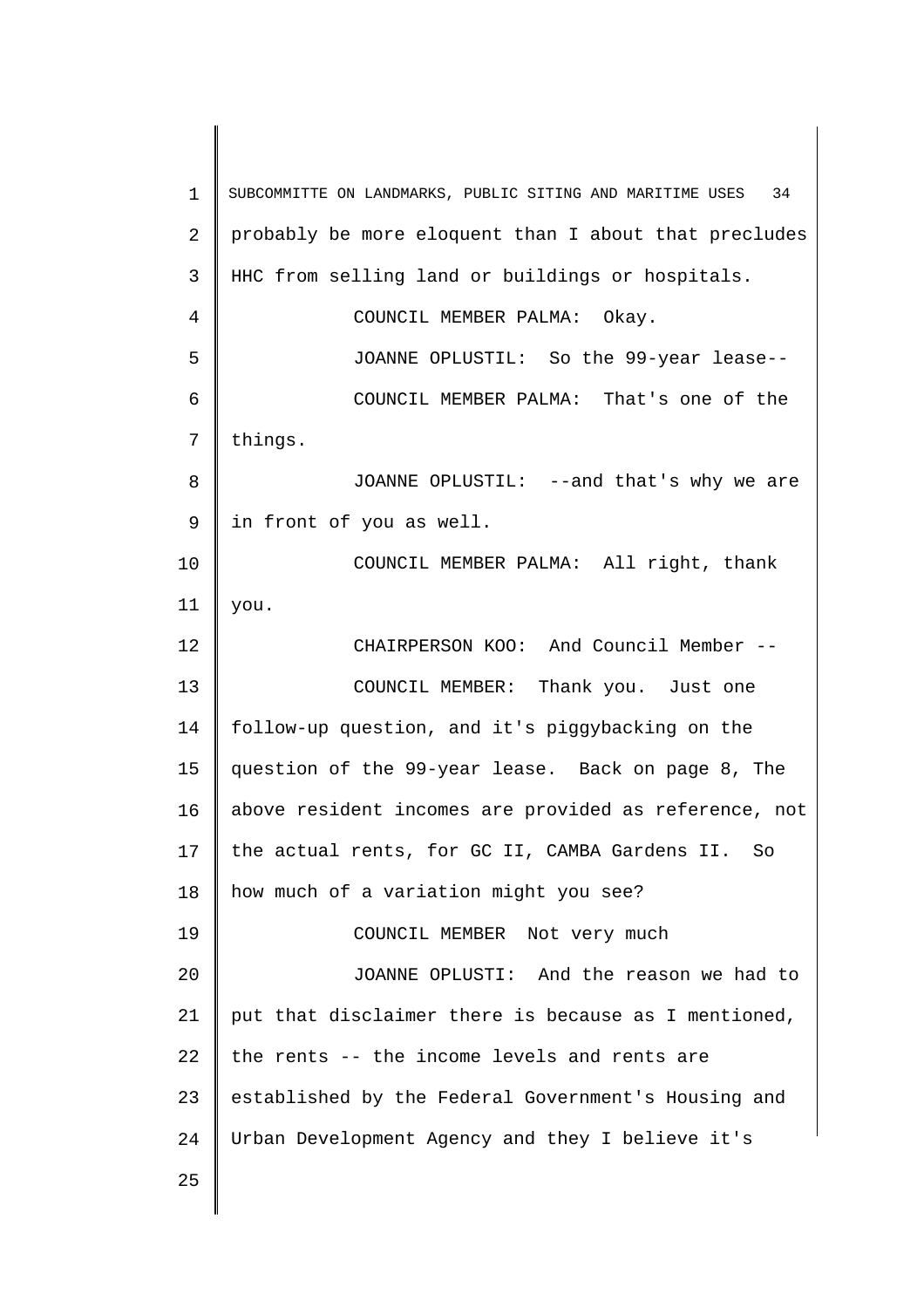probably be more eloquent than I about that precludes HHC from selling land or buildings or hospitals.

COUNCIL MEMBER PALMA: Okay.

JOANNE OPLUSTIL: So the 99-year lease--

COUNCIL MEMBER PALMA: That's one of the things.

JOANNE OPLUSTIL: --and that's why we are in front of you as well.

COUNCIL MEMBER PALMA: All right, thank you.

CHAIRPERSON KOO: And Council Member --

COUNCIL MEMBER: Thank you. Just one follow-up question, and it's piggybacking on the question of the 99-year lease. Back on page 8, The above resident incomes are provided as reference, not the actual rents, for GC II, CAMBA Gardens II. So how much of a variation might you see?

COUNCIL MEMBER Not very much

JOANNE OPLUSTI: And the reason we had to put that disclaimer there is because as I mentioned, the rents -- the income levels and rents are established by the Federal Government's Housing and Urban Development Agency and they I believe it's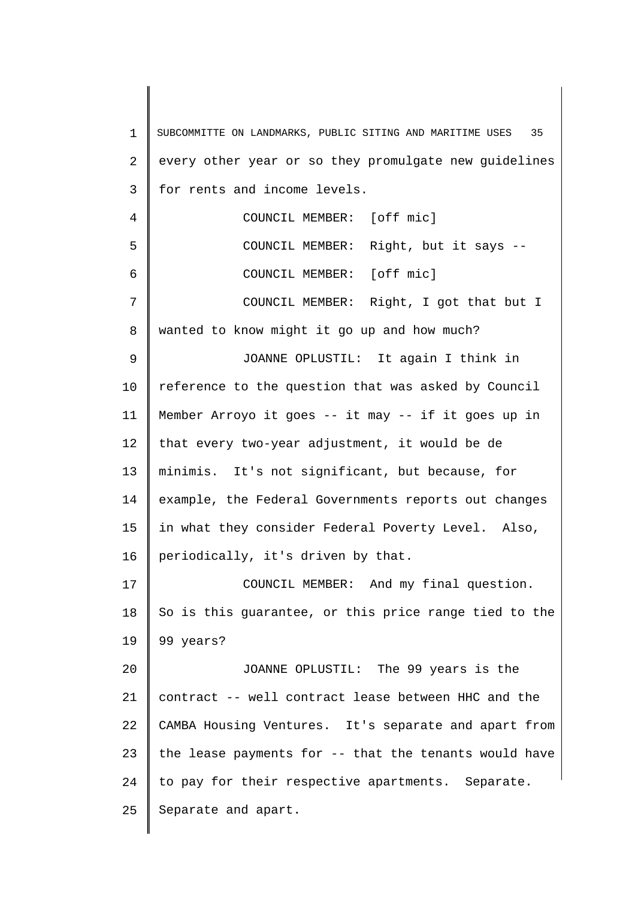every other year or so they promulgate new guidelines for rents and income levels.

COUNCIL MEMBER: [off mic]

COUNCIL MEMBER: Right, but it says --

COUNCIL MEMBER: [off mic]

COUNCIL MEMBER: Right, I got that but I wanted to know might it go up and how much?

JOANNE OPLUSTIL: It again I think in reference to the question that was asked by Council Member Arroyo it goes -- it may -- if it goes up in that every two-year adjustment, it would be de minimis. It's not significant, but because, for example, the Federal Governments reports out changes in what they consider Federal Poverty Level. Also, periodically, it's driven by that.

COUNCIL MEMBER: And my final question. So is this guarantee, or this price range tied to the 99 years?

JOANNE OPLUSTIL: The 99 years is the contract -- well contract lease between HHC and the CAMBA Housing Ventures. It's separate and apart from the lease payments for -- that the tenants would have to pay for their respective apartments. Separate. Separate and apart.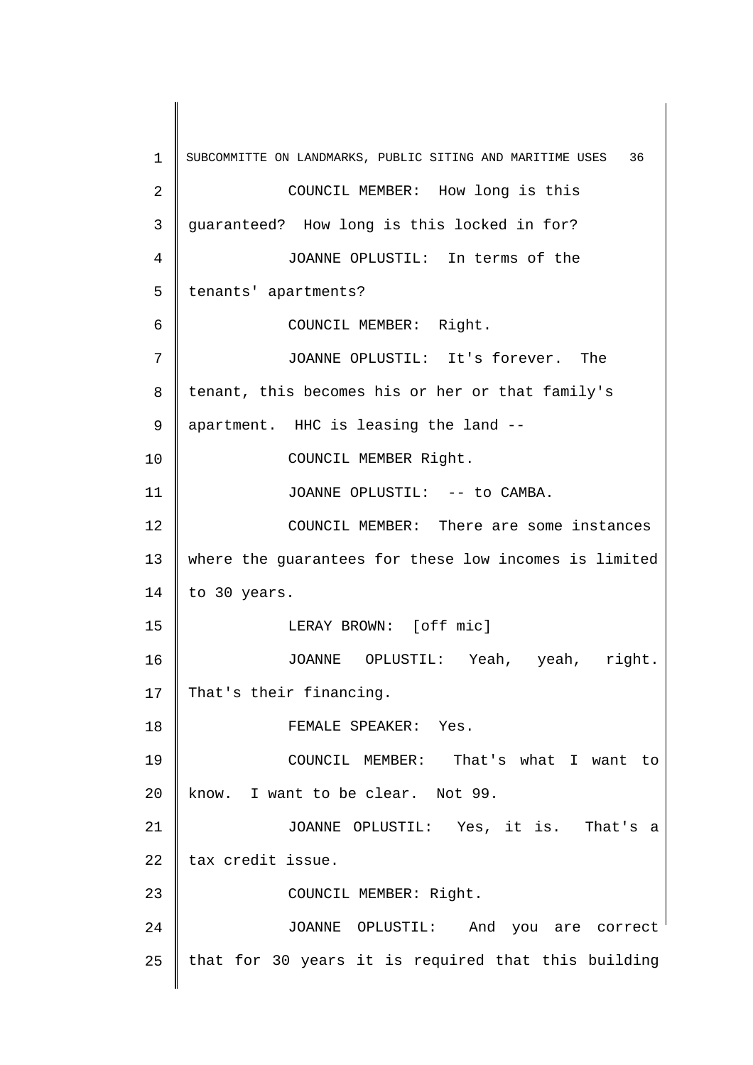COUNCIL MEMBER: How long is this guaranteed? How long is this locked in for?

JOANNE OPLUSTIL: In terms of the tenants' apartments?

COUNCIL MEMBER: Right.

JOANNE OPLUSTIL: It's forever. The tenant, this becomes his or her or that family's apartment. HHC is leasing the land --

COUNCIL MEMBER Right.

JOANNE OPLUSTIL: -- to CAMBA.

COUNCIL MEMBER: There are some instances where the guarantees for these low incomes is limited to 30 years.

LERAY BROWN: [off mic]

JOANNE OPLUSTIL: Yeah, yeah, right. That's their financing.

FEMALE SPEAKER: Yes.

COUNCIL MEMBER: That's what I want to know. I want to be clear. Not 99.

JOANNE OPLUSTIL: Yes, it is. That's a tax credit issue.

COUNCIL MEMBER: Right.

JOANNE OPLUSTIL: And you are correct that for 30 years it is required that this building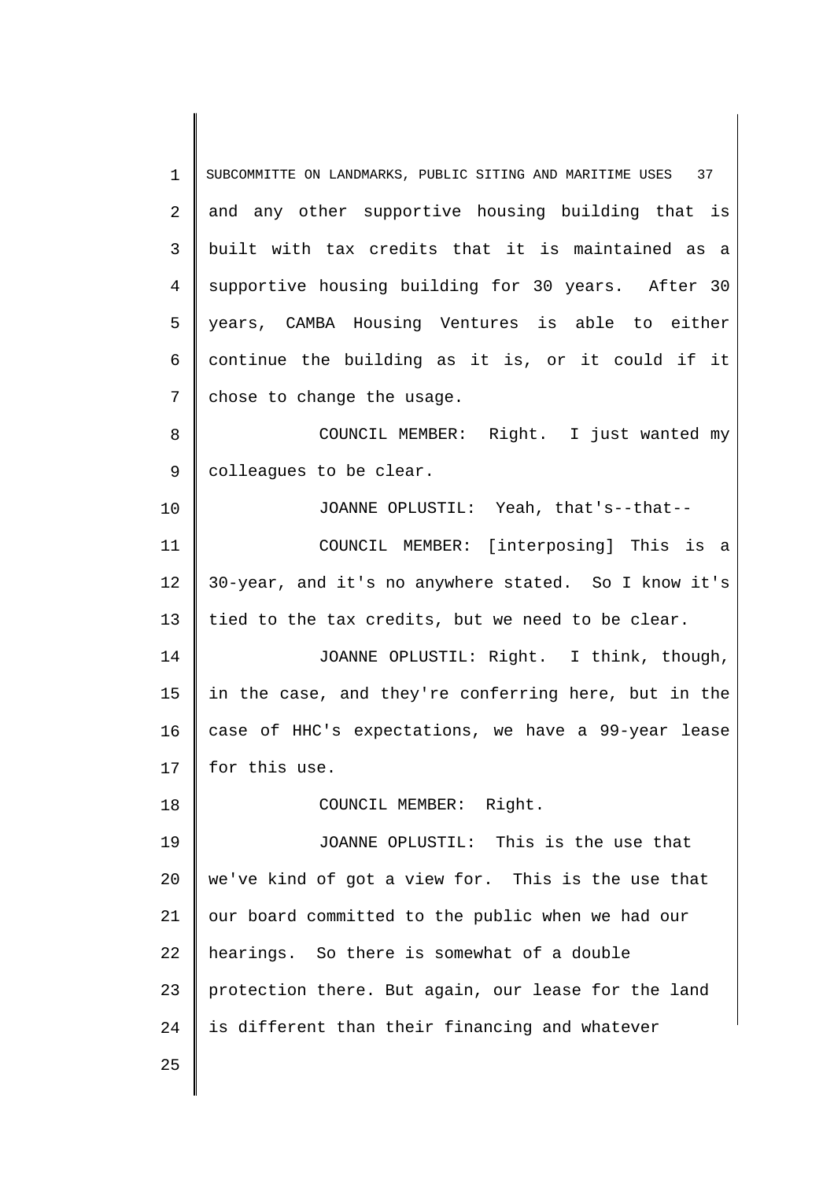and any other supportive housing building that is built with tax credits that it is maintained as a supportive housing building for 30 years. After 30 years, CAMBA Housing Ventures is able to either continue the building as it is, or it could if it chose to change the usage.

COUNCIL MEMBER: Right. I just wanted my colleagues to be clear.

JOANNE OPLUSTIL: Yeah, that's--that--

COUNCIL MEMBER: [interposing] This is a 30-year, and it's no anywhere stated. So I know it's tied to the tax credits, but we need to be clear.

JOANNE OPLUSTIL: Right. I think, though, in the case, and they're conferring here, but in the case of HHC's expectations, we have a 99-year lease for this use.

COUNCIL MEMBER: Right.

JOANNE OPLUSTIL: This is the use that we've kind of got a view for. This is the use that our board committed to the public when we had our hearings. So there is somewhat of a double protection there. But again, our lease for the land is different than their financing and whatever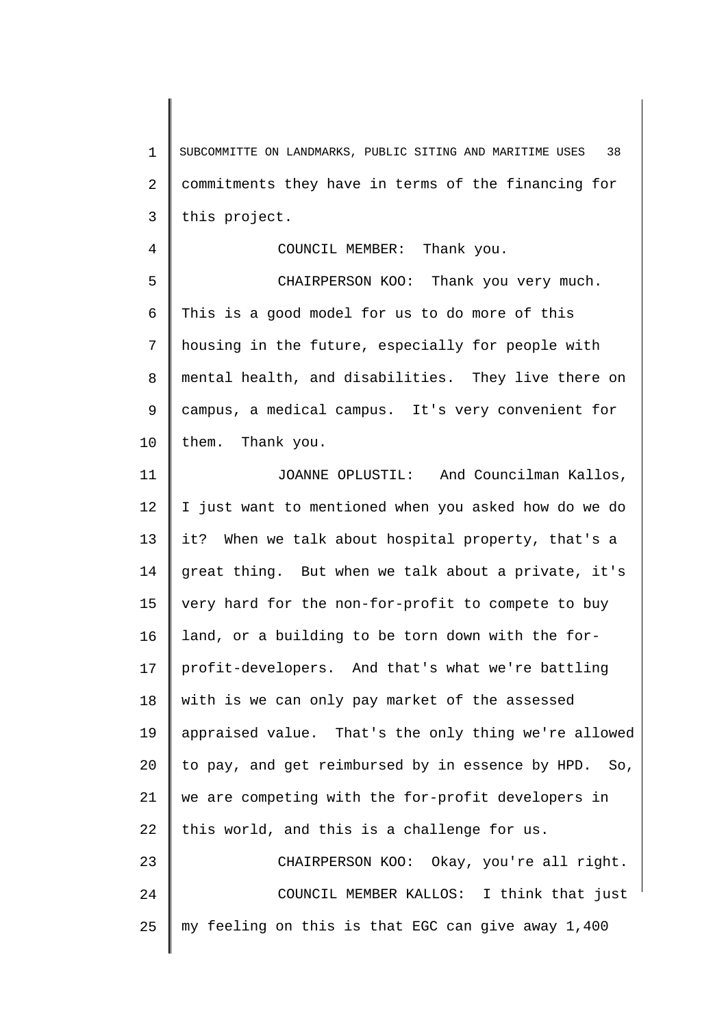commitments they have in terms of the financing for this project.

COUNCIL MEMBER: Thank you.

CHAIRPERSON KOO: Thank you very much. This is a good model for us to do more of this housing in the future, especially for people with mental health, and disabilities. They live there on campus, a medical campus. It's very convenient for them. Thank you.

JOANNE OPLUSTIL: And Councilman Kallos, I just want to mentioned when you asked how do we do it? When we talk about hospital property, that's a great thing. But when we talk about a private, it's very hard for the non-for-profit to compete to buy land, or a building to be torn down with the for-profit-developers. And that's what we're battling with is we can only pay market of the assessed appraised value. That's the only thing we're allowed to pay, and get reimbursed by in essence by HPD. So, we are competing with the for-profit developers in this world, and this is a challenge for us.

CHAIRPERSON KOO: Okay, you're all right.

COUNCIL MEMBER KALLOS: I think that just my feeling on this is that EGC can give away 1,400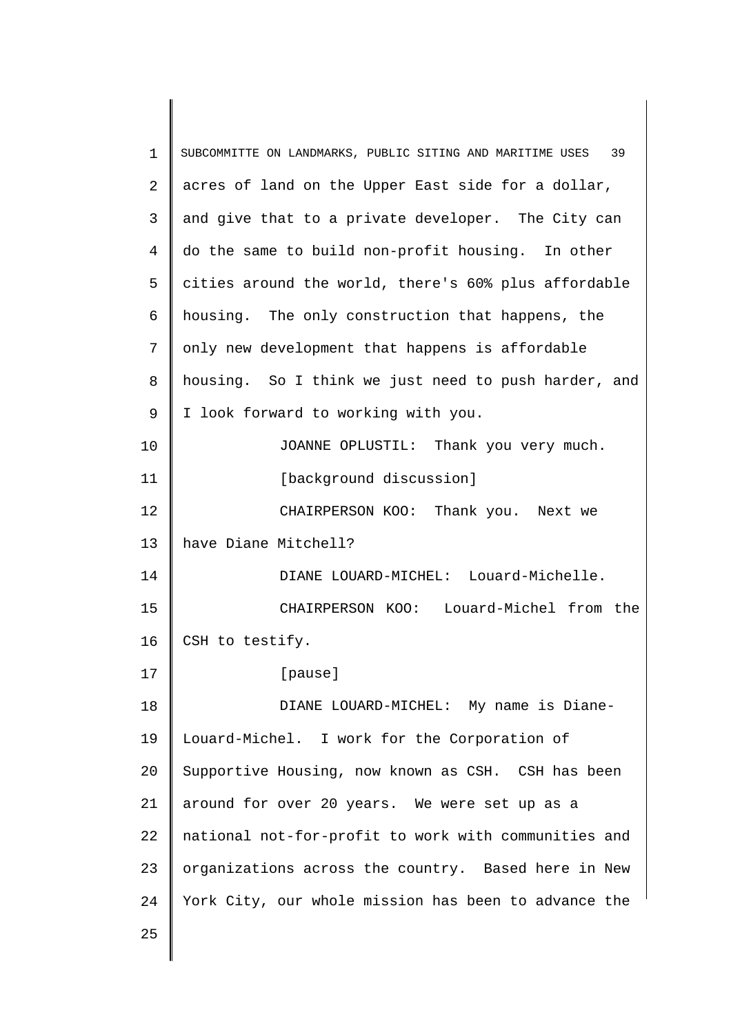acres of land on the Upper East side for a dollar, and give that to a private developer. The City can do the same to build non-profit housing. In other cities around the world, there's 60% plus affordable housing. The only construction that happens, the only new development that happens is affordable housing. So I think we just need to push harder, and I look forward to working with you.

JOANNE OPLUSTIL: Thank you very much.

[background discussion]

CHAIRPERSON KOO: Thank you. Next we have Diane Mitchell?

DIANE LOUARD-MICHEL: Louard-Michelle.

CHAIRPERSON KOO: Louard-Michel from the CSH to testify.

[pause]

DIANE LOUARD-MICHEL: My name is Diane-Louard-Michel. I work for the Corporation of Supportive Housing, now known as CSH. CSH has been around for over 20 years. We were set up as a national not-for-profit to work with communities and organizations across the country. Based here in New York City, our whole mission has been to advance the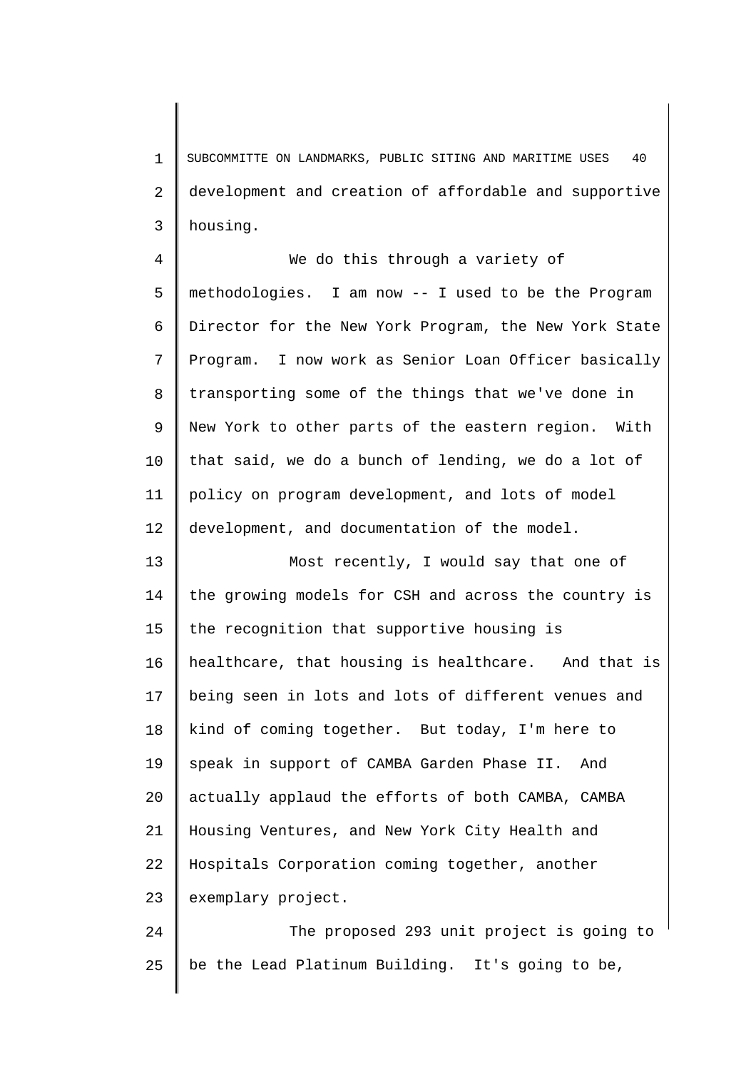development and creation of affordable and supportive housing.

We do this through a variety of methodologies. I am now -- I used to be the Program Director for the New York Program, the New York State Program. I now work as Senior Loan Officer basically transporting some of the things that we've done in New York to other parts of the eastern region. With that said, we do a bunch of lending, we do a lot of policy on program development, and lots of model development, and documentation of the model.

Most recently, I would say that one of the growing models for CSH and across the country is the recognition that supportive housing is healthcare, that housing is healthcare. And that is being seen in lots and lots of different venues and kind of coming together. But today, I'm here to speak in support of CAMBA Garden Phase II. And actually applaud the efforts of both CAMBA, CAMBA Housing Ventures, and New York City Health and Hospitals Corporation coming together, another exemplary project.

The proposed 293 unit project is going to be the Lead Platinum Building. It's going to be,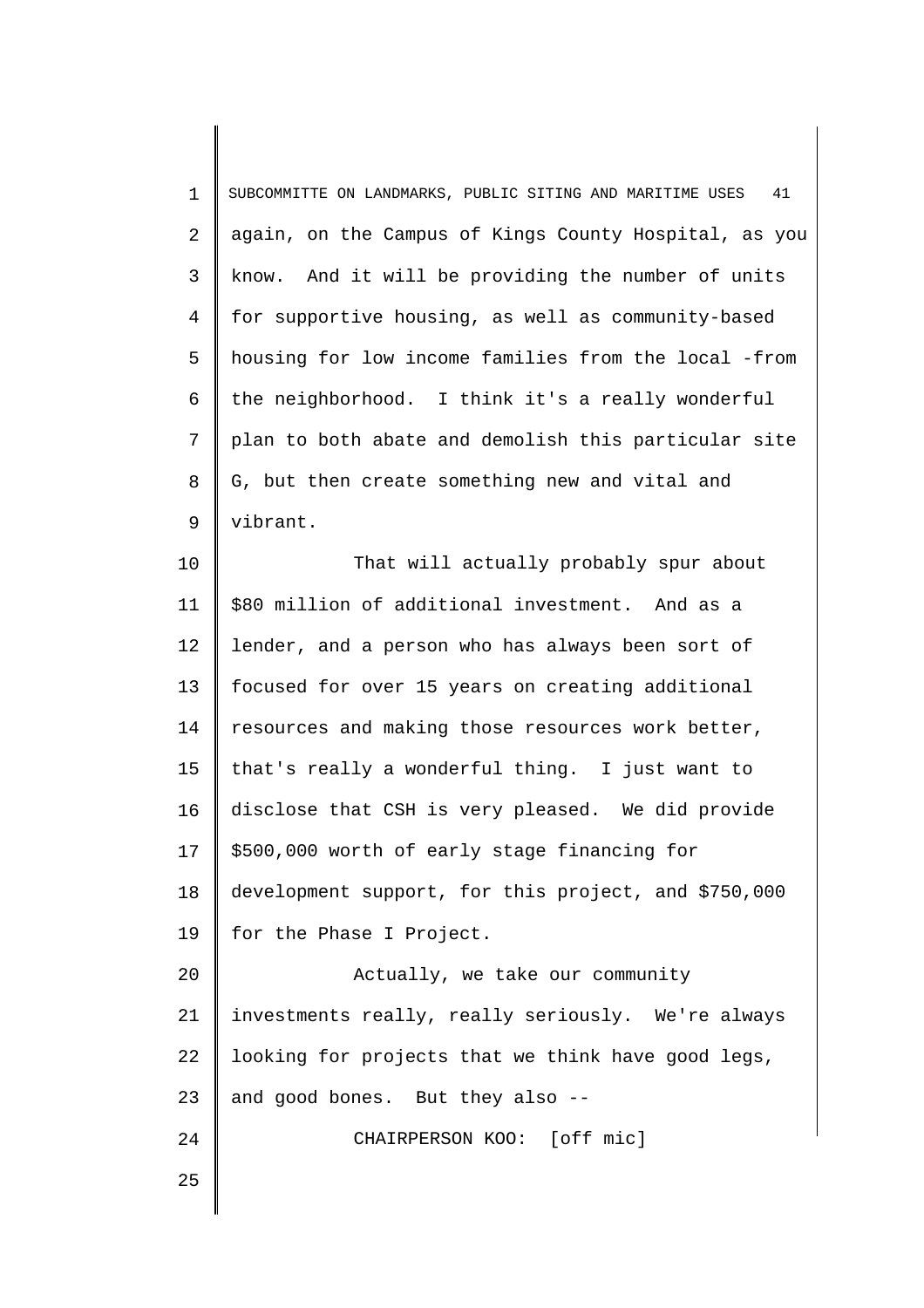again, on the Campus of Kings County Hospital, as you know. And it will be providing the number of units for supportive housing, as well as community-based housing for low income families from the local -from the neighborhood. I think it's a really wonderful plan to both abate and demolish this particular site G, but then create something new and vital and vibrant.

That will actually probably spur about $80 million of additional investment. And as a lender, and a person who has always been sort of focused for over 15 years on creating additional resources and making those resources work better, that's really a wonderful thing. I just want to disclose that CSH is very pleased. We did provide $500,000 worth of early stage financing for development support, for this project, and $750,000 for the Phase I Project.

Actually, we take our community investments really, really seriously. We're always looking for projects that we think have good legs, and good bones. But they also --

CHAIRPERSON KOO: [off mic]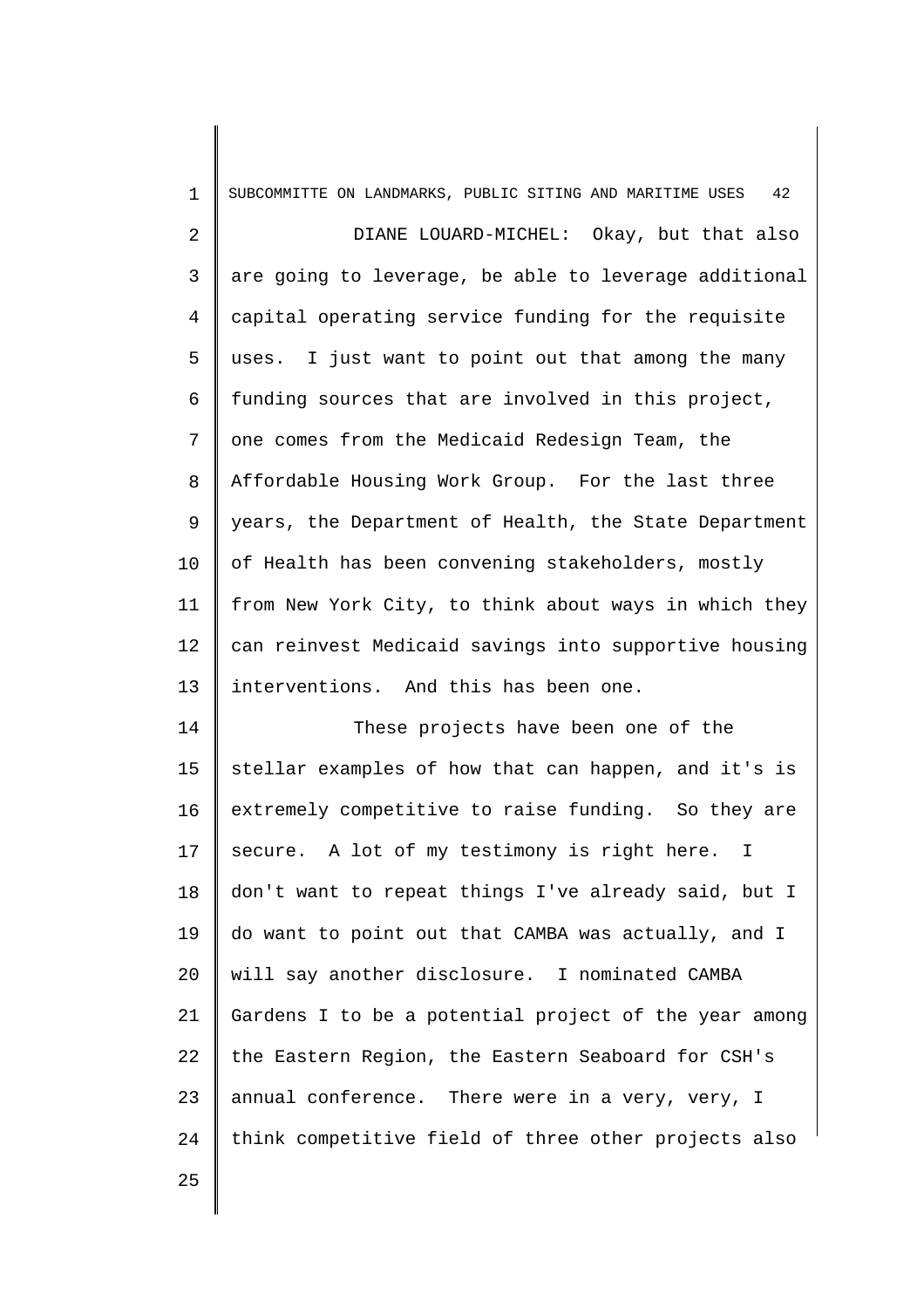DIANE LOUARD-MICHEL: Okay, but that also are going to leverage, be able to leverage additional capital operating service funding for the requisite uses. I just want to point out that among the many funding sources that are involved in this project, one comes from the Medicaid Redesign Team, the Affordable Housing Work Group. For the last three years, the Department of Health, the State Department of Health has been convening stakeholders, mostly from New York City, to think about ways in which they can reinvest Medicaid savings into supportive housing interventions. And this has been one.

These projects have been one of the stellar examples of how that can happen, and it's is extremely competitive to raise funding. So they are secure. A lot of my testimony is right here. I don't want to repeat things I've already said, but I do want to point out that CAMBA was actually, and I will say another disclosure. I nominated CAMBA Gardens I to be a potential project of the year among the Eastern Region, the Eastern Seaboard for CSH's annual conference. There were in a very, very, I think competitive field of three other projects also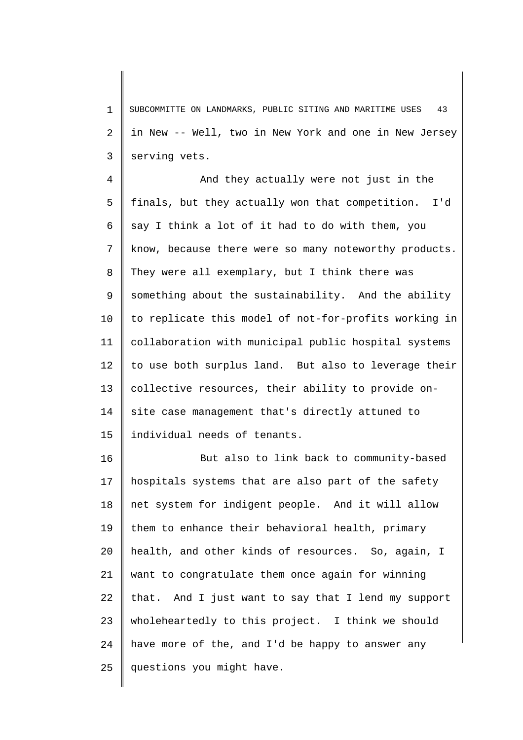in New -- Well, two in New York and one in New Jersey serving vets.

And they actually were not just in the finals, but they actually won that competition. I'd say I think a lot of it had to do with them, you know, because there were so many noteworthy products. They were all exemplary, but I think there was something about the sustainability. And the ability to replicate this model of not-for-profits working in collaboration with municipal public hospital systems to use both surplus land. But also to leverage their collective resources, their ability to provide on-site case management that's directly attuned to individual needs of tenants.

But also to link back to community-based hospitals systems that are also part of the safety net system for indigent people. And it will allow them to enhance their behavioral health, primary health, and other kinds of resources. So, again, I want to congratulate them once again for winning that. And I just want to say that I lend my support wholeheartedly to this project. I think we should have more of the, and I'd be happy to answer any questions you might have.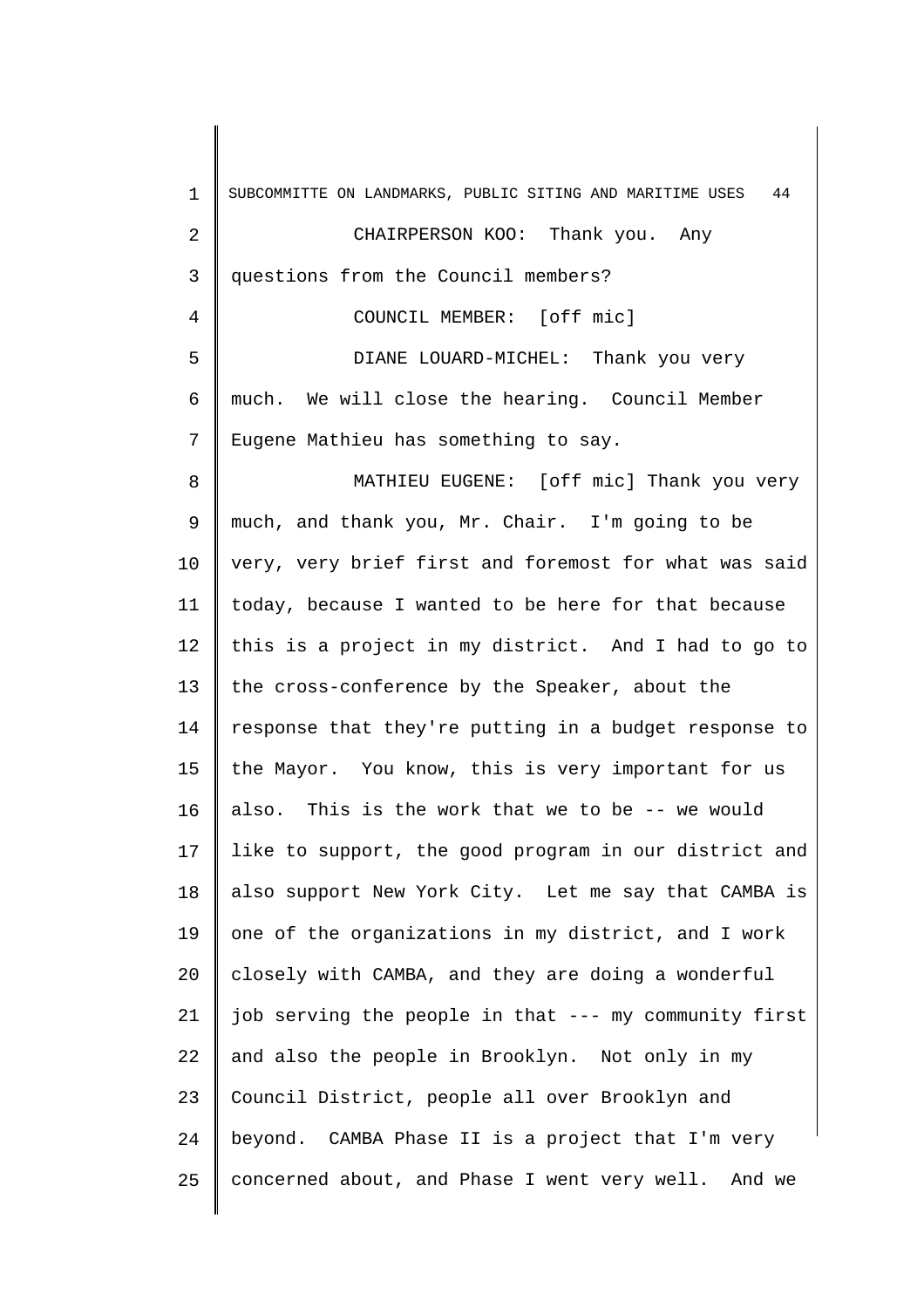CHAIRPERSON KOO: Thank you. Any questions from the Council members?

COUNCIL MEMBER: [off mic]

DIANE LOUARD-MICHEL: Thank you very much. We will close the hearing. Council Member Eugene Mathieu has something to say.

MATHIEU EUGENE: [off mic] Thank you very much, and thank you, Mr. Chair. I'm going to be very, very brief first and foremost for what was said today, because I wanted to be here for that because this is a project in my district. And I had to go to the cross-conference by the Speaker, about the response that they're putting in a budget response to the Mayor. You know, this is very important for us also. This is the work that we to be -- we would like to support, the good program in our district and also support New York City. Let me say that CAMBA is one of the organizations in my district, and I work closely with CAMBA, and they are doing a wonderful job serving the people in that --- my community first and also the people in Brooklyn. Not only in my Council District, people all over Brooklyn and beyond. CAMBA Phase II is a project that I'm very concerned about, and Phase I went very well. And we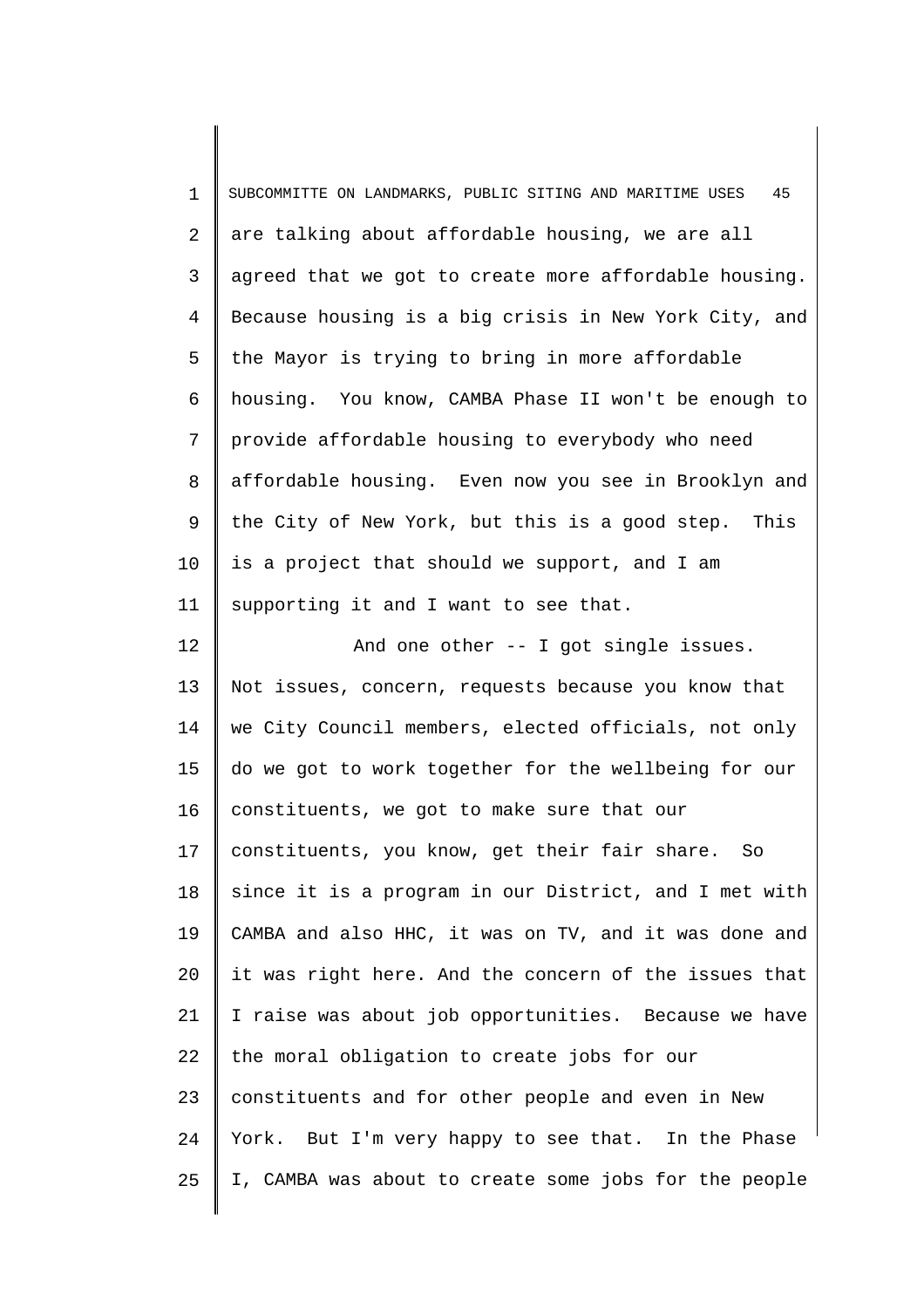are talking about affordable housing, we are all agreed that we got to create more affordable housing. Because housing is a big crisis in New York City, and the Mayor is trying to bring in more affordable housing. You know, CAMBA Phase II won't be enough to provide affordable housing to everybody who need affordable housing. Even now you see in Brooklyn and the City of New York, but this is a good step. This is a project that should we support, and I am supporting it and I want to see that.

And one other -- I got single issues. Not issues, concern, requests because you know that we City Council members, elected officials, not only do we got to work together for the wellbeing for our constituents, we got to make sure that our constituents, you know, get their fair share. So since it is a program in our District, and I met with CAMBA and also HHC, it was on TV, and it was done and it was right here. And the concern of the issues that I raise was about job opportunities. Because we have the moral obligation to create jobs for our constituents and for other people and even in New York. But I'm very happy to see that. In the Phase I, CAMBA was about to create some jobs for the people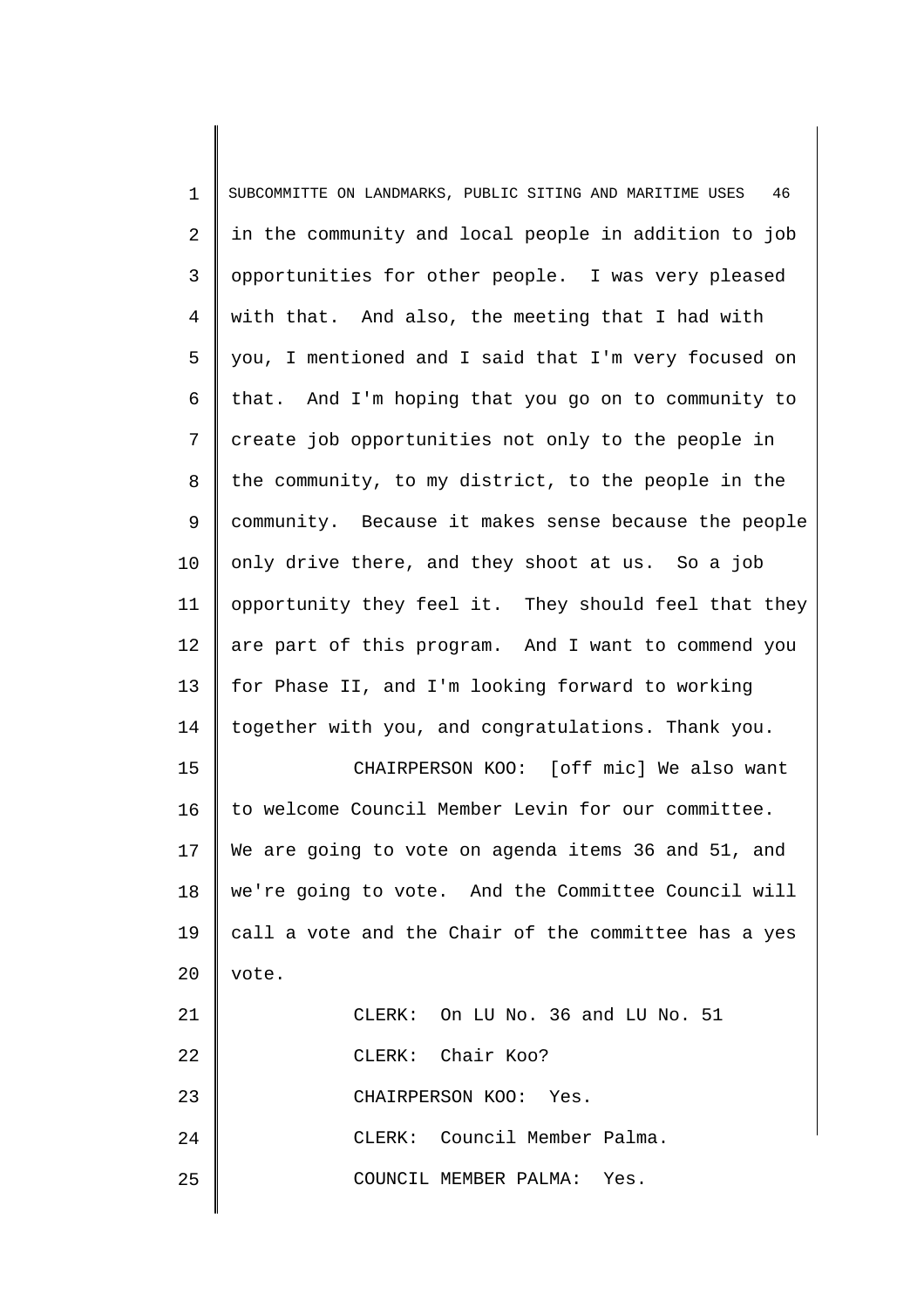in the community and local people in addition to job opportunities for other people. I was very pleased with that. And also, the meeting that I had with you, I mentioned and I said that I'm very focused on that. And I'm hoping that you go on to community to create job opportunities not only to the people in the community, to my district, to the people in the community. Because it makes sense because the people only drive there, and they shoot at us. So a job opportunity they feel it. They should feel that they are part of this program. And I want to commend you for Phase II, and I'm looking forward to working together with you, and congratulations. Thank you.

CHAIRPERSON KOO: [off mic] We also want to welcome Council Member Levin for our committee. We are going to vote on agenda items 36 and 51, and we're going to vote. And the Committee Council will call a vote and the Chair of the committee has a yes vote.

CLERK: On LU No. 36 and LU No. 51

CLERK: Chair Koo?

CHAIRPERSON KOO: Yes.

CLERK: Council Member Palma.

COUNCIL MEMBER PALMA: Yes.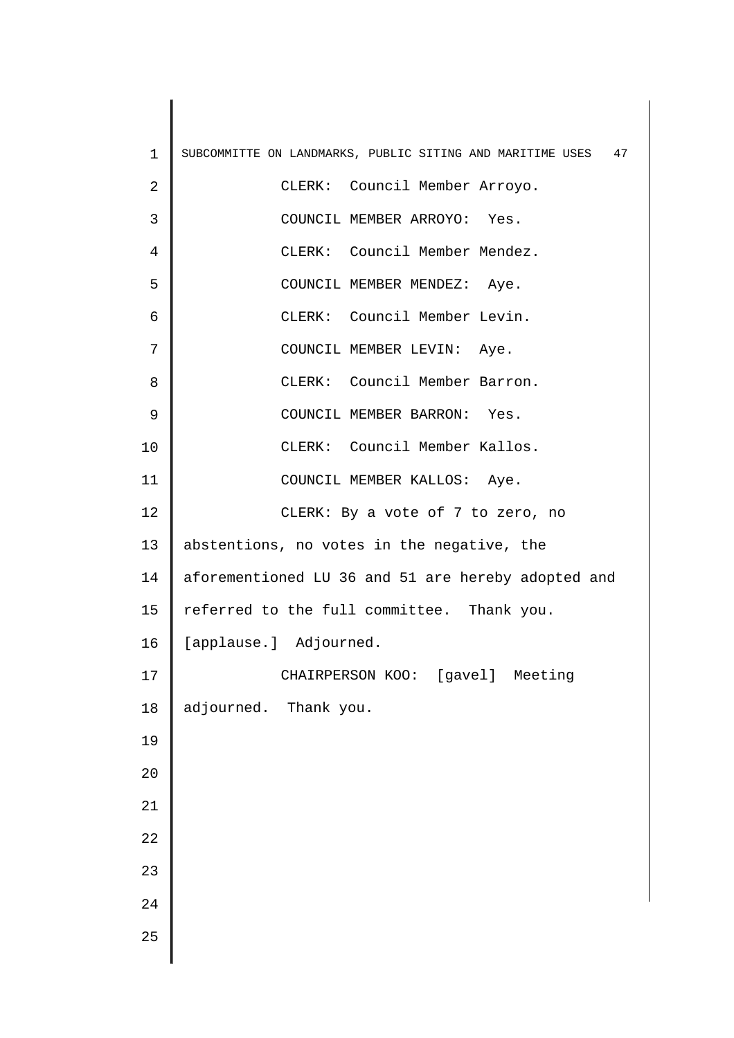CLERK: Council Member Arroyo.

COUNCIL MEMBER ARROYO: Yes.

CLERK: Council Member Mendez.

COUNCIL MEMBER MENDEZ: Aye.

CLERK: Council Member Levin.

COUNCIL MEMBER LEVIN: Aye.

CLERK: Council Member Barron.

COUNCIL MEMBER BARRON: Yes.

CLERK: Council Member Kallos.

COUNCIL MEMBER KALLOS: Aye.

CLERK: By a vote of 7 to zero, no abstentions, no votes in the negative, the aforementioned LU 36 and 51 are hereby adopted and referred to the full committee. Thank you. [applause.] Adjourned.

CHAIRPERSON KOO: [gavel] Meeting adjourned. Thank you.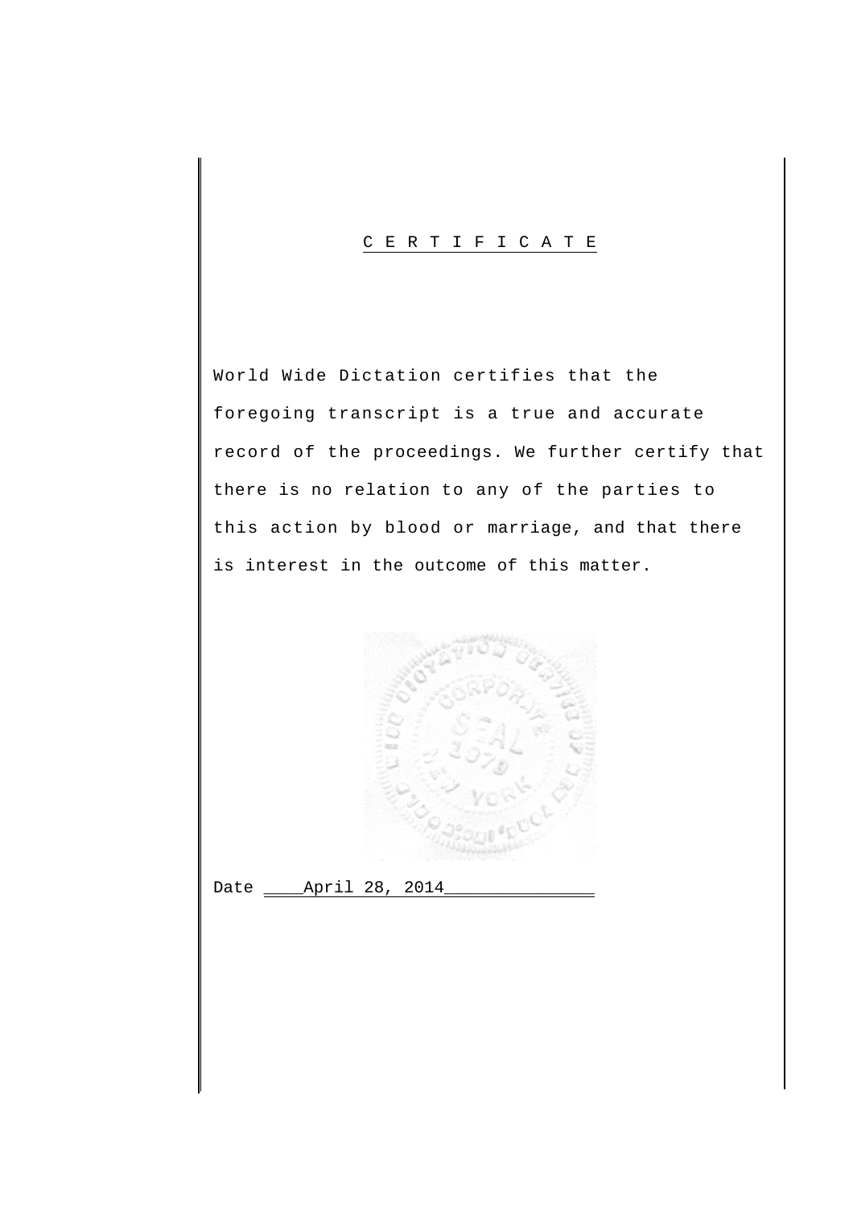# C E R T I F I C A T E

World Wide Dictation certifies that the foregoing transcript is a true and accurate record of the proceedings. We further certify that there is no relation to any of the parties to this action by blood or marriage, and that there is interest in the outcome of this matter.

Date April 28, 2014